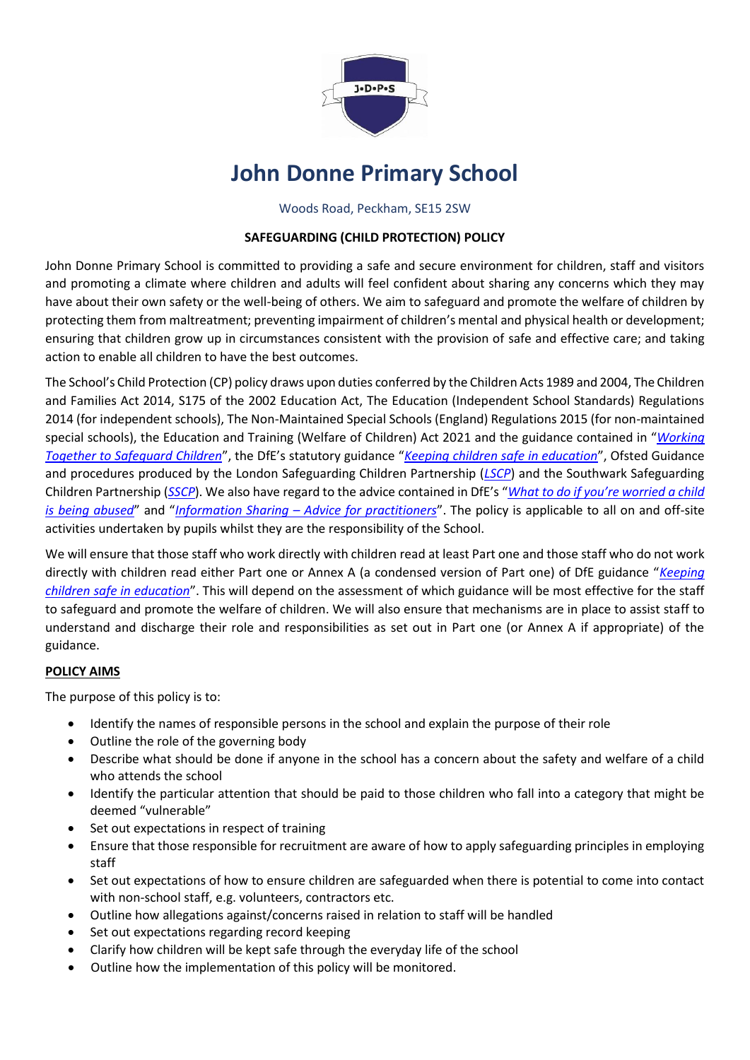# John Donne Primary School

Woods Road, Peckham, SE15 2SW

**SAFEGUARDING (CHILD PROTECTION) POLICY**

John Donne Primary School is committed to providing a safe and secure environment for children, staff and visitors and promoting a climate where children and adults will feel confident about sharing any concerns which they may have about their own safety or the well-being of others. We aim to safeguard and promote the welfare of children by protecting them from maltreatment; preventing impairment of children's mental and physical health or development; ensuring that children grow up in circumstances consistent with the provision of safe and effective care; and taking action to enable all children to have the best outcomes.

The School's Child Protection (CP) policy draws upon duties conferred by the Children Acts 1989 and 2004, The Children and Families Act 2014, S175 of the 2002 Education Act, The Education (Independent School Standards) Regulations 2014 (for independent schools), The Non-Maintained Special Schools (England) Regulations 2015 (for non-maintained special schools), the Education and Training (Welfare of Children) Act 2021 and the guidance contained in "*Working Together to Safeguard Children*", the DfE's statutory guidance "*Keeping children safe in education*", Ofsted Guidance and procedures produced by the London Safeguarding Children Partnership (*LSCP*) and the Southwark Safeguarding Children Partnership (*SSCP*). We also have regard to the advice contained in DfE's "*What to do if you're worried a child is being abused*" and "*Information Sharing – Advice for practitioners*". The policy is applicable to all on and off-site activities undertaken by pupils whilst they are the responsibility of the School.

We will ensure that those staff who work directly with children read at least Part one and those staff who do not work directly with children read either Part one or Annex A (a condensed version of Part one) of DfE guidance "*Keeping children safe in education*". This will depend on the assessment of which guidance will be most effective for the staff to safeguard and promote the welfare of children. We will also ensure that mechanisms are in place to assist staff to understand and discharge their role and responsibilities as set out in Part one (or Annex A if appropriate) of the guidance.

**POLICY AIMS**

The purpose of this policy is to:

- Identify the names of responsible persons in the school and explain the purpose of their role
- Outline the role of the governing body
- Describe what should be done if anyone in the school has a concern about the safety and welfare of a child who attends the school
- Identify the particular attention that should be paid to those children who fall into a category that might be deemed "vulnerable"
- Set out expectations in respect of training
- Ensure that those responsible for recruitment are aware of how to apply safeguarding principles in employing staff
- Set out expectations of how to ensure children are safeguarded when there is potential to come into contact with non-school staff, e.g. volunteers, contractors etc.
- Outline how allegations against/concerns raised in relation to staff will be handled
- Set out expectations regarding record keeping
- Clarify how children will be kept safe through the everyday life of the school
- Outline how the implementation of this policy will be monitored.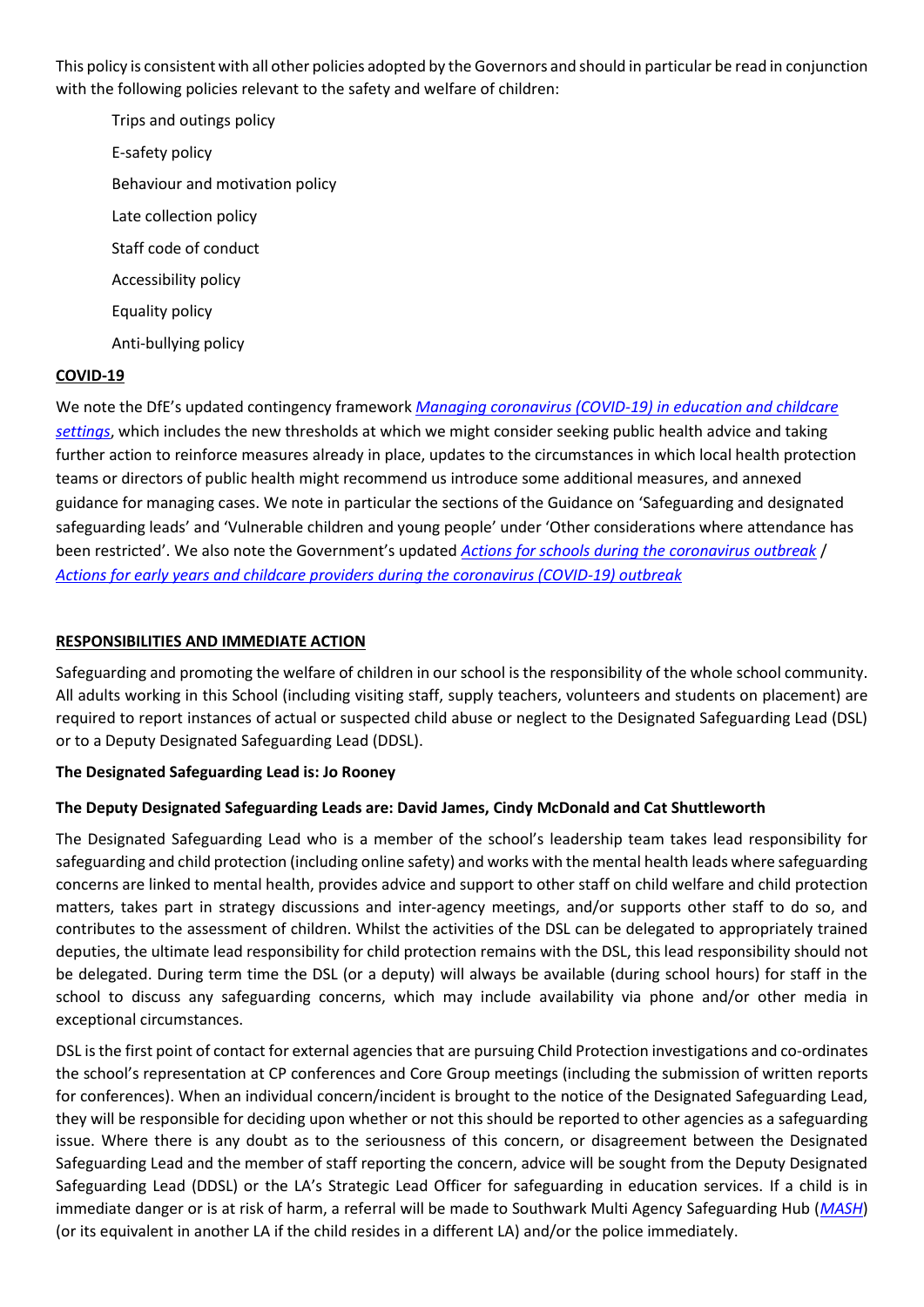This policy is consistent with all other policies adopted by the Governors and should in particular be read in conjunction with the following policies relevant to the safety and welfare of children:

- Trips and outings policy
- E-safety policy
- Behaviour and motivation policy
- Late collection policy
- Staff code of conduct
- Accessibility policy
- Equality policy
- Anti-bullying policy

**COVID-19**

We note the DfE's updated contingency framework *Managing coronavirus (COVID-19) in education and childcare settings*, which includes the new thresholds at which we might consider seeking public health advice and taking further action to reinforce measures already in place, updates to the circumstances in which local health protection teams or directors of public health might recommend us introduce some additional measures, and annexed guidance for managing cases. We note in particular the sections of the Guidance on 'Safeguarding and designated safeguarding leads' and 'Vulnerable children and young people' under 'Other considerations where attendance has been restricted'. We also note the Government's updated *Actions for schools during the coronavirus outbreak* / *Actions for early years and childcare providers during the coronavirus (COVID-19) outbreak*

**RESPONSIBILITIES AND IMMEDIATE ACTION**

Safeguarding and promoting the welfare of children in our school is the responsibility of the whole school community. All adults working in this School (including visiting staff, supply teachers, volunteers and students on placement) are required to report instances of actual or suspected child abuse or neglect to the Designated Safeguarding Lead (DSL) or to a Deputy Designated Safeguarding Lead (DDSL).

**The Designated Safeguarding Lead is: Jo Rooney**

**The Deputy Designated Safeguarding Leads are: David James, Cindy McDonald and Cat Shuttleworth**

The Designated Safeguarding Lead who is a member of the school's leadership team takes lead responsibility for safeguarding and child protection (including online safety) and works with the mental health leads where safeguarding concerns are linked to mental health, provides advice and support to other staff on child welfare and child protection matters, takes part in strategy discussions and inter-agency meetings, and/or supports other staff to do so, and contributes to the assessment of children. Whilst the activities of the DSL can be delegated to appropriately trained deputies, the ultimate lead responsibility for child protection remains with the DSL, this lead responsibility should not be delegated. During term time the DSL (or a deputy) will always be available (during school hours) for staff in the school to discuss any safeguarding concerns, which may include availability via phone and/or other media in exceptional circumstances.

DSL is the first point of contact for external agencies that are pursuing Child Protection investigations and co-ordinates the school's representation at CP conferences and Core Group meetings (including the submission of written reports for conferences). When an individual concern/incident is brought to the notice of the Designated Safeguarding Lead, they will be responsible for deciding upon whether or not this should be reported to other agencies as a safeguarding issue. Where there is any doubt as to the seriousness of this concern, or disagreement between the Designated Safeguarding Lead and the member of staff reporting the concern, advice will be sought from the Deputy Designated Safeguarding Lead (DDSL) or the LA's Strategic Lead Officer for safeguarding in education services. If a child is in immediate danger or is at risk of harm, a referral will be made to Southwark Multi Agency Safeguarding Hub (*MASH*) (or its equivalent in another LA if the child resides in a different LA) and/or the police immediately.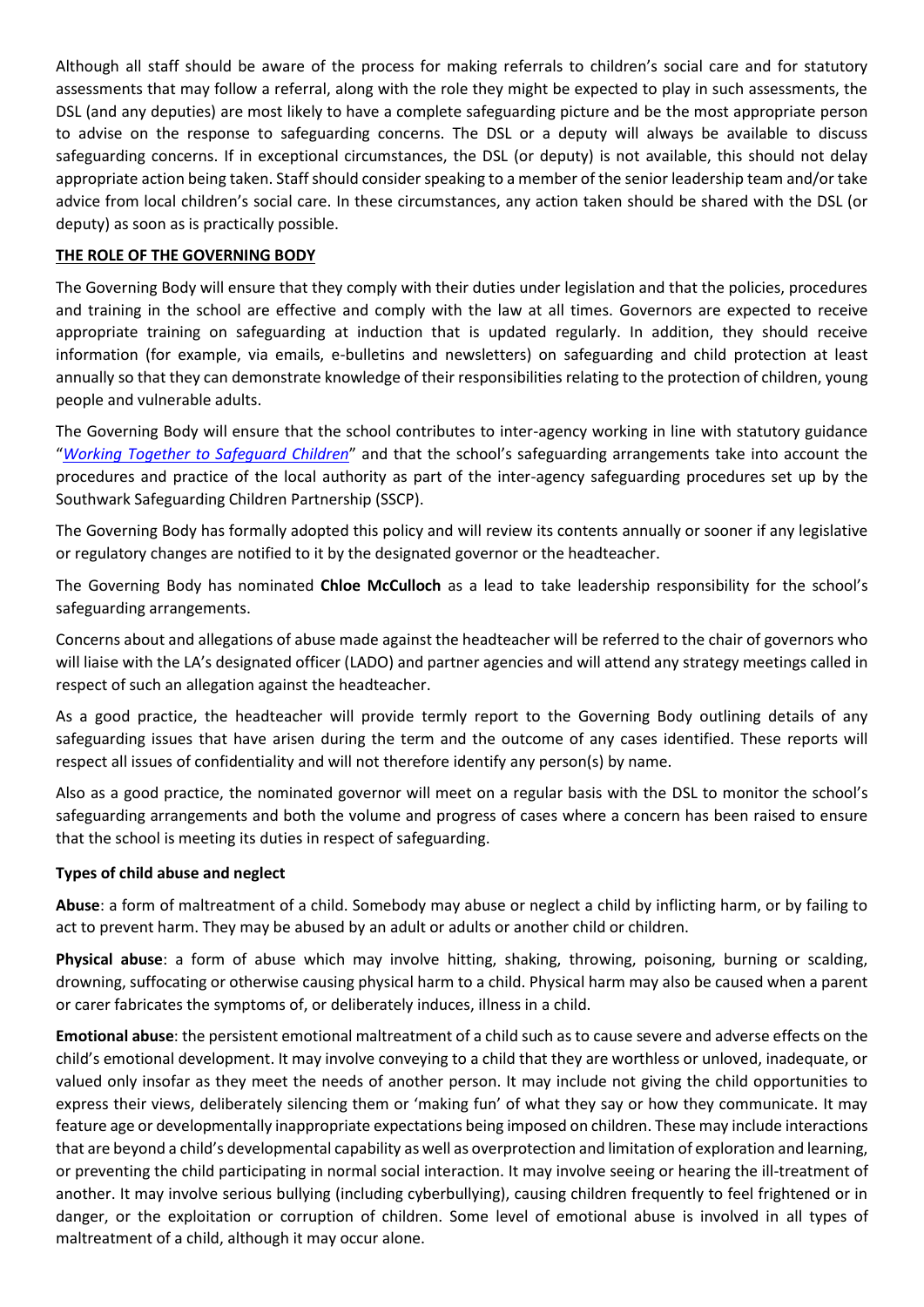Although all staff should be aware of the process for making referrals to children's social care and for statutory assessments that may follow a referral, along with the role they might be expected to play in such assessments, the DSL (and any deputies) are most likely to have a complete safeguarding picture and be the most appropriate person to advise on the response to safeguarding concerns. The DSL or a deputy will always be available to discuss safeguarding concerns. If in exceptional circumstances, the DSL (or deputy) is not available, this should not delay appropriate action being taken. Staff should consider speaking to a member of the senior leadership team and/or take advice from local children's social care. In these circumstances, any action taken should be shared with the DSL (or deputy) as soon as is practically possible.

## THE ROLE OF THE GOVERNING BODY

The Governing Body will ensure that they comply with their duties under legislation and that the policies, procedures and training in the school are effective and comply with the law at all times. Governors are expected to receive appropriate training on safeguarding at induction that is updated regularly. In addition, they should receive information (for example, via emails, e-bulletins and newsletters) on safeguarding and child protection at least annually so that they can demonstrate knowledge of their responsibilities relating to the protection of children, young people and vulnerable adults.

The Governing Body will ensure that the school contributes to inter-agency working in line with statutory guidance "*Working Together to Safeguard Children*" and that the school's safeguarding arrangements take into account the procedures and practice of the local authority as part of the inter-agency safeguarding procedures set up by the Southwark Safeguarding Children Partnership (SSCP).

The Governing Body has formally adopted this policy and will review its contents annually or sooner if any legislative or regulatory changes are notified to it by the designated governor or the headteacher.

The Governing Body has nominated **Chloe McCulloch** as a lead to take leadership responsibility for the school's safeguarding arrangements.

Concerns about and allegations of abuse made against the headteacher will be referred to the chair of governors who will liaise with the LA's designated officer (LADO) and partner agencies and will attend any strategy meetings called in respect of such an allegation against the headteacher.

As a good practice, the headteacher will provide termly report to the Governing Body outlining details of any safeguarding issues that have arisen during the term and the outcome of any cases identified. These reports will respect all issues of confidentiality and will not therefore identify any person(s) by name.

Also as a good practice, the nominated governor will meet on a regular basis with the DSL to monitor the school's safeguarding arrangements and both the volume and progress of cases where a concern has been raised to ensure that the school is meeting its duties in respect of safeguarding.

### Types of child abuse and neglect

**Abuse**: a form of maltreatment of a child. Somebody may abuse or neglect a child by inflicting harm, or by failing to act to prevent harm. They may be abused by an adult or adults or another child or children.

**Physical abuse**: a form of abuse which may involve hitting, shaking, throwing, poisoning, burning or scalding, drowning, suffocating or otherwise causing physical harm to a child. Physical harm may also be caused when a parent or carer fabricates the symptoms of, or deliberately induces, illness in a child.

**Emotional abuse**: the persistent emotional maltreatment of a child such as to cause severe and adverse effects on the child's emotional development. It may involve conveying to a child that they are worthless or unloved, inadequate, or valued only insofar as they meet the needs of another person. It may include not giving the child opportunities to express their views, deliberately silencing them or 'making fun' of what they say or how they communicate. It may feature age or developmentally inappropriate expectations being imposed on children. These may include interactions that are beyond a child's developmental capability as well as overprotection and limitation of exploration and learning, or preventing the child participating in normal social interaction. It may involve seeing or hearing the ill-treatment of another. It may involve serious bullying (including cyberbullying), causing children frequently to feel frightened or in danger, or the exploitation or corruption of children. Some level of emotional abuse is involved in all types of maltreatment of a child, although it may occur alone.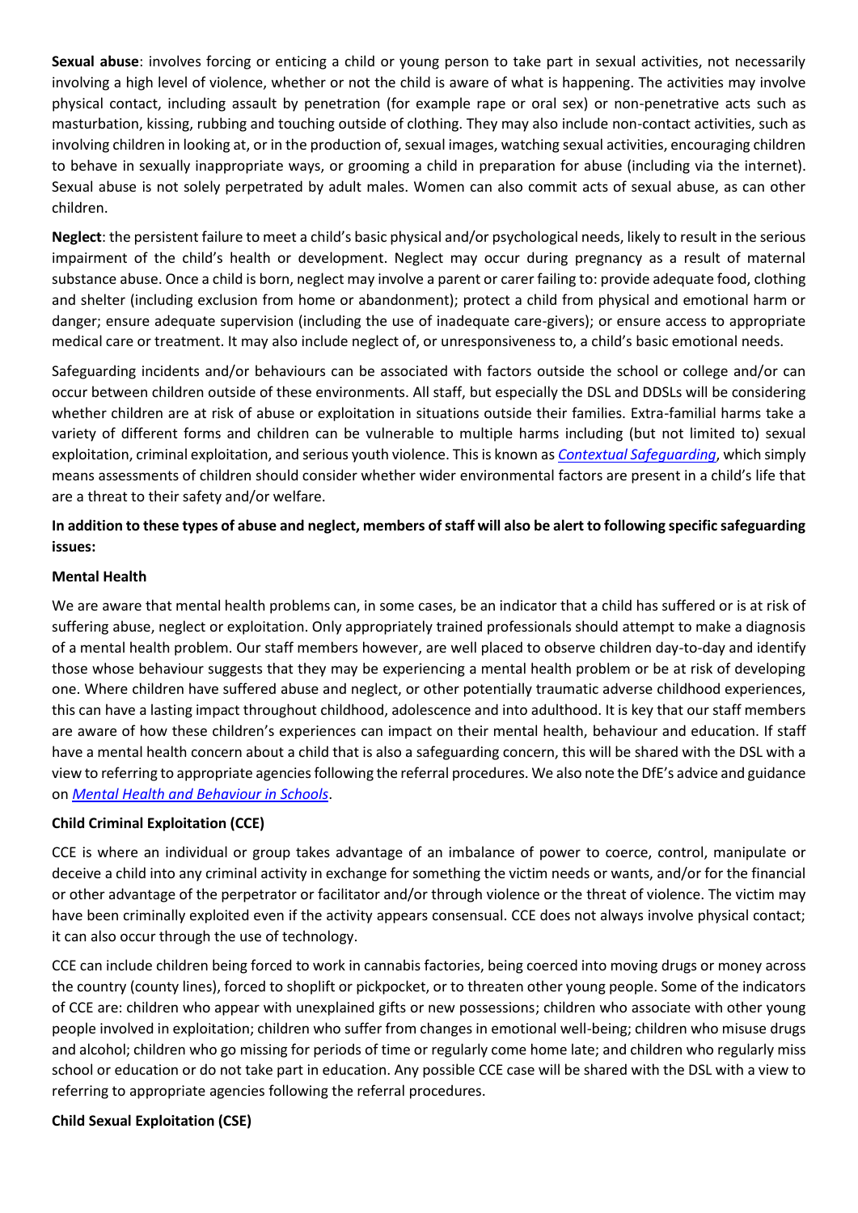**Sexual abuse**: involves forcing or enticing a child or young person to take part in sexual activities, not necessarily involving a high level of violence, whether or not the child is aware of what is happening. The activities may involve physical contact, including assault by penetration (for example rape or oral sex) or non-penetrative acts such as masturbation, kissing, rubbing and touching outside of clothing. They may also include non-contact activities, such as involving children in looking at, or in the production of, sexual images, watching sexual activities, encouraging children to behave in sexually inappropriate ways, or grooming a child in preparation for abuse (including via the internet). Sexual abuse is not solely perpetrated by adult males. Women can also commit acts of sexual abuse, as can other children.

**Neglect**: the persistent failure to meet a child's basic physical and/or psychological needs, likely to result in the serious impairment of the child's health or development. Neglect may occur during pregnancy as a result of maternal substance abuse. Once a child is born, neglect may involve a parent or carer failing to: provide adequate food, clothing and shelter (including exclusion from home or abandonment); protect a child from physical and emotional harm or danger; ensure adequate supervision (including the use of inadequate care-givers); or ensure access to appropriate medical care or treatment. It may also include neglect of, or unresponsiveness to, a child's basic emotional needs.

Safeguarding incidents and/or behaviours can be associated with factors outside the school or college and/or can occur between children outside of these environments. All staff, but especially the DSL and DDSLs will be considering whether children are at risk of abuse or exploitation in situations outside their families. Extra-familial harms take a variety of different forms and children can be vulnerable to multiple harms including (but not limited to) sexual exploitation, criminal exploitation, and serious youth violence. This is known as *Contextual Safeguarding*, which simply means assessments of children should consider whether wider environmental factors are present in a child's life that are a threat to their safety and/or welfare.

**In addition to these types of abuse and neglect, members of staff will also be alert to following specific safeguarding issues:**

**Mental Health**

We are aware that mental health problems can, in some cases, be an indicator that a child has suffered or is at risk of suffering abuse, neglect or exploitation. Only appropriately trained professionals should attempt to make a diagnosis of a mental health problem. Our staff members however, are well placed to observe children day-to-day and identify those whose behaviour suggests that they may be experiencing a mental health problem or be at risk of developing one. Where children have suffered abuse and neglect, or other potentially traumatic adverse childhood experiences, this can have a lasting impact throughout childhood, adolescence and into adulthood. It is key that our staff members are aware of how these children's experiences can impact on their mental health, behaviour and education. If staff have a mental health concern about a child that is also a safeguarding concern, this will be shared with the DSL with a view to referring to appropriate agencies following the referral procedures. We also note the DfE's advice and guidance on *Mental Health and Behaviour in Schools*.

**Child Criminal Exploitation (CCE)**

CCE is where an individual or group takes advantage of an imbalance of power to coerce, control, manipulate or deceive a child into any criminal activity in exchange for something the victim needs or wants, and/or for the financial or other advantage of the perpetrator or facilitator and/or through violence or the threat of violence. The victim may have been criminally exploited even if the activity appears consensual. CCE does not always involve physical contact; it can also occur through the use of technology.

CCE can include children being forced to work in cannabis factories, being coerced into moving drugs or money across the country (county lines), forced to shoplift or pickpocket, or to threaten other young people. Some of the indicators of CCE are: children who appear with unexplained gifts or new possessions; children who associate with other young people involved in exploitation; children who suffer from changes in emotional well-being; children who misuse drugs and alcohol; children who go missing for periods of time or regularly come home late; and children who regularly miss school or education or do not take part in education. Any possible CCE case will be shared with the DSL with a view to referring to appropriate agencies following the referral procedures.

**Child Sexual Exploitation (CSE)**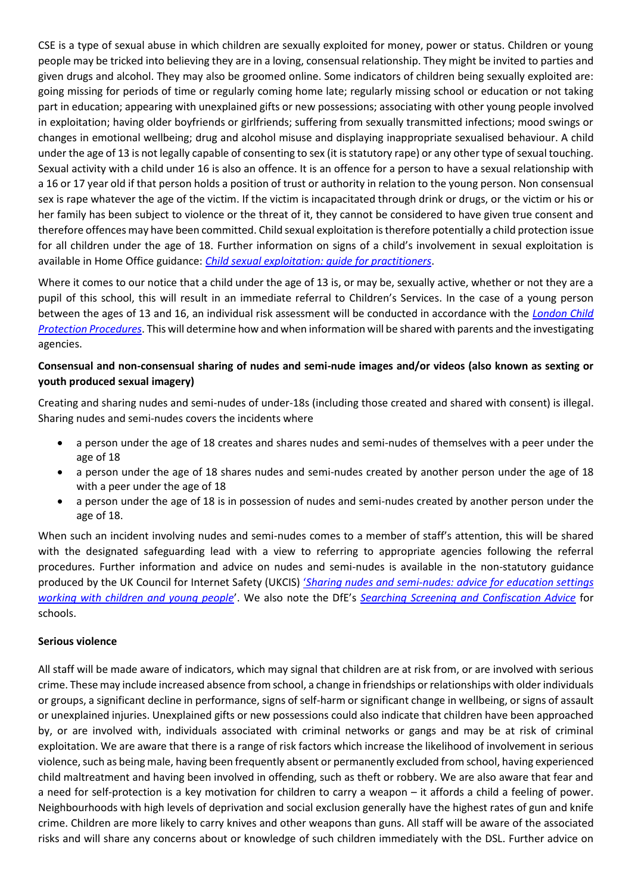CSE is a type of sexual abuse in which children are sexually exploited for money, power or status. Children or young people may be tricked into believing they are in a loving, consensual relationship. They might be invited to parties and given drugs and alcohol. They may also be groomed online. Some indicators of children being sexually exploited are: going missing for periods of time or regularly coming home late; regularly missing school or education or not taking part in education; appearing with unexplained gifts or new possessions; associating with other young people involved in exploitation; having older boyfriends or girlfriends; suffering from sexually transmitted infections; mood swings or changes in emotional wellbeing; drug and alcohol misuse and displaying inappropriate sexualised behaviour. A child under the age of 13 is not legally capable of consenting to sex (it is statutory rape) or any other type of sexual touching. Sexual activity with a child under 16 is also an offence. It is an offence for a person to have a sexual relationship with a 16 or 17 year old if that person holds a position of trust or authority in relation to the young person. Non consensual sex is rape whatever the age of the victim. If the victim is incapacitated through drink or drugs, or the victim or his or her family has been subject to violence or the threat of it, they cannot be considered to have given true consent and therefore offences may have been committed. Child sexual exploitation is therefore potentially a child protection issue for all children under the age of 18. Further information on signs of a child's involvement in sexual exploitation is available in Home Office guidance: *Child sexual exploitation: guide for practitioners*.

Where it comes to our notice that a child under the age of 13 is, or may be, sexually active, whether or not they are a pupil of this school, this will result in an immediate referral to Children's Services. In the case of a young person between the ages of 13 and 16, an individual risk assessment will be conducted in accordance with the *London Child Protection Procedures*. This will determine how and when information will be shared with parents and the investigating agencies.

**Consensual and non-consensual sharing of nudes and semi-nude images and/or videos (also known as sexting or youth produced sexual imagery)**

Creating and sharing nudes and semi-nudes of under-18s (including those created and shared with consent) is illegal. Sharing nudes and semi-nudes covers the incidents where

- a person under the age of 18 creates and shares nudes and semi-nudes of themselves with a peer under the age of 18
- a person under the age of 18 shares nudes and semi-nudes created by another person under the age of 18 with a peer under the age of 18
- a person under the age of 18 is in possession of nudes and semi-nudes created by another person under the age of 18.

When such an incident involving nudes and semi-nudes comes to a member of staff's attention, this will be shared with the designated safeguarding lead with a view to referring to appropriate agencies following the referral procedures. Further information and advice on nudes and semi-nudes is available in the non-statutory guidance produced by the UK Council for Internet Safety (UKCIS) '*Sharing nudes and semi-nudes: advice for education settings working with children and young people*'. We also note the DfE's *Searching Screening and Confiscation Advice* for schools.

**Serious violence**

All staff will be made aware of indicators, which may signal that children are at risk from, or are involved with serious crime. These may include increased absence from school, a change in friendships or relationships with older individuals or groups, a significant decline in performance, signs of self-harm or significant change in wellbeing, or signs of assault or unexplained injuries. Unexplained gifts or new possessions could also indicate that children have been approached by, or are involved with, individuals associated with criminal networks or gangs and may be at risk of criminal exploitation. We are aware that there is a range of risk factors which increase the likelihood of involvement in serious violence, such as being male, having been frequently absent or permanently excluded from school, having experienced child maltreatment and having been involved in offending, such as theft or robbery. We are also aware that fear and a need for self-protection is a key motivation for children to carry a weapon – it affords a child a feeling of power. Neighbourhoods with high levels of deprivation and social exclusion generally have the highest rates of gun and knife crime. Children are more likely to carry knives and other weapons than guns. All staff will be aware of the associated risks and will share any concerns about or knowledge of such children immediately with the DSL. Further advice on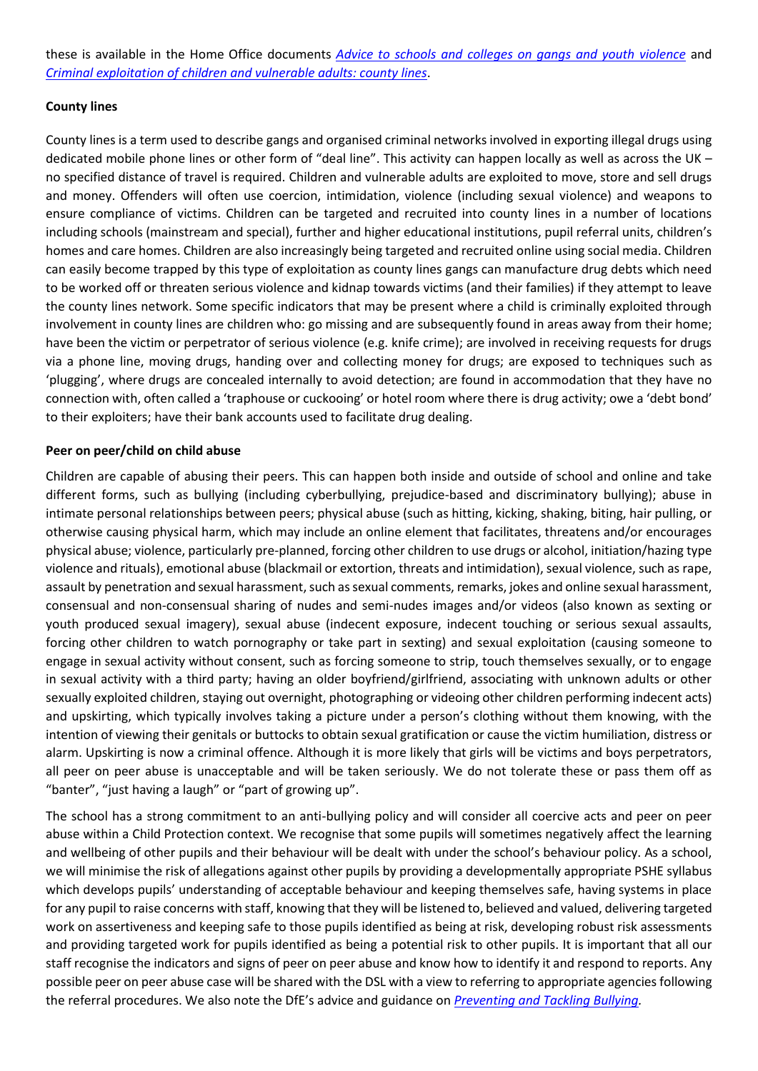these is available in the Home Office documents *Advice to schools and colleges on gangs and youth violence* and *Criminal exploitation of children and vulnerable adults: county lines*.

**County lines**

County lines is a term used to describe gangs and organised criminal networks involved in exporting illegal drugs using dedicated mobile phone lines or other form of "deal line". This activity can happen locally as well as across the UK – no specified distance of travel is required. Children and vulnerable adults are exploited to move, store and sell drugs and money. Offenders will often use coercion, intimidation, violence (including sexual violence) and weapons to ensure compliance of victims. Children can be targeted and recruited into county lines in a number of locations including schools (mainstream and special), further and higher educational institutions, pupil referral units, children's homes and care homes. Children are also increasingly being targeted and recruited online using social media. Children can easily become trapped by this type of exploitation as county lines gangs can manufacture drug debts which need to be worked off or threaten serious violence and kidnap towards victims (and their families) if they attempt to leave the county lines network. Some specific indicators that may be present where a child is criminally exploited through involvement in county lines are children who: go missing and are subsequently found in areas away from their home; have been the victim or perpetrator of serious violence (e.g. knife crime); are involved in receiving requests for drugs via a phone line, moving drugs, handing over and collecting money for drugs; are exposed to techniques such as 'plugging', where drugs are concealed internally to avoid detection; are found in accommodation that they have no connection with, often called a 'traphouse or cuckooing' or hotel room where there is drug activity; owe a 'debt bond' to their exploiters; have their bank accounts used to facilitate drug dealing.

**Peer on peer/child on child abuse**

Children are capable of abusing their peers. This can happen both inside and outside of school and online and take different forms, such as bullying (including cyberbullying, prejudice-based and discriminatory bullying); abuse in intimate personal relationships between peers; physical abuse (such as hitting, kicking, shaking, biting, hair pulling, or otherwise causing physical harm, which may include an online element that facilitates, threatens and/or encourages physical abuse; violence, particularly pre-planned, forcing other children to use drugs or alcohol, initiation/hazing type violence and rituals), emotional abuse (blackmail or extortion, threats and intimidation), sexual violence, such as rape, assault by penetration and sexual harassment, such as sexual comments, remarks, jokes and online sexual harassment, consensual and non-consensual sharing of nudes and semi-nudes images and/or videos (also known as sexting or youth produced sexual imagery), sexual abuse (indecent exposure, indecent touching or serious sexual assaults, forcing other children to watch pornography or take part in sexting) and sexual exploitation (causing someone to engage in sexual activity without consent, such as forcing someone to strip, touch themselves sexually, or to engage in sexual activity with a third party; having an older boyfriend/girlfriend, associating with unknown adults or other sexually exploited children, staying out overnight, photographing or videoing other children performing indecent acts) and upskirting, which typically involves taking a picture under a person's clothing without them knowing, with the intention of viewing their genitals or buttocks to obtain sexual gratification or cause the victim humiliation, distress or alarm. Upskirting is now a criminal offence. Although it is more likely that girls will be victims and boys perpetrators, all peer on peer abuse is unacceptable and will be taken seriously. We do not tolerate these or pass them off as "banter", "just having a laugh" or "part of growing up".

The school has a strong commitment to an anti-bullying policy and will consider all coercive acts and peer on peer abuse within a Child Protection context. We recognise that some pupils will sometimes negatively affect the learning and wellbeing of other pupils and their behaviour will be dealt with under the school's behaviour policy. As a school, we will minimise the risk of allegations against other pupils by providing a developmentally appropriate PSHE syllabus which develops pupils' understanding of acceptable behaviour and keeping themselves safe, having systems in place for any pupil to raise concerns with staff, knowing that they will be listened to, believed and valued, delivering targeted work on assertiveness and keeping safe to those pupils identified as being at risk, developing robust risk assessments and providing targeted work for pupils identified as being a potential risk to other pupils. It is important that all our staff recognise the indicators and signs of peer on peer abuse and know how to identify it and respond to reports. Any possible peer on peer abuse case will be shared with the DSL with a view to referring to appropriate agencies following the referral procedures. We also note the DfE's advice and guidance on *Preventing and Tackling Bullying*.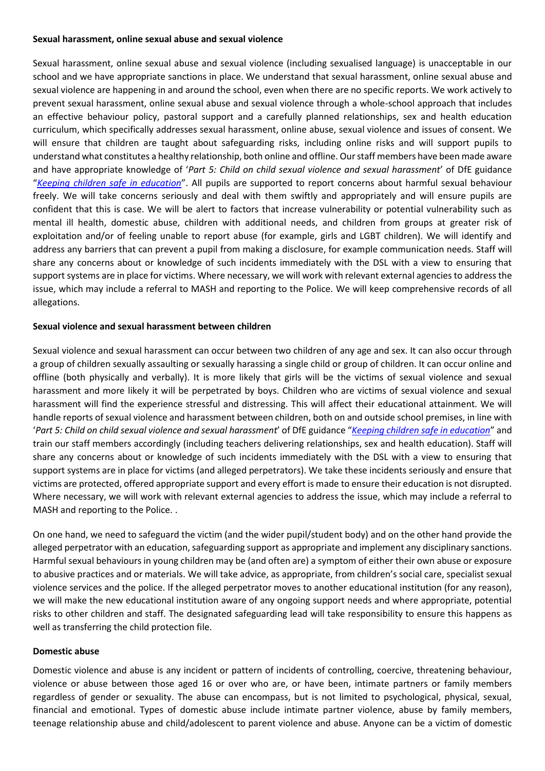**Sexual harassment, online sexual abuse and sexual violence**

Sexual harassment, online sexual abuse and sexual violence (including sexualised language) is unacceptable in our school and we have appropriate sanctions in place. We understand that sexual harassment, online sexual abuse and sexual violence are happening in and around the school, even when there are no specific reports. We work actively to prevent sexual harassment, online sexual abuse and sexual violence through a whole-school approach that includes an effective behaviour policy, pastoral support and a carefully planned relationships, sex and health education curriculum, which specifically addresses sexual harassment, online abuse, sexual violence and issues of consent. We will ensure that children are taught about safeguarding risks, including online risks and will support pupils to understand what constitutes a healthy relationship, both online and offline. Our staff members have been made aware and have appropriate knowledge of '*Part 5: Child on child sexual violence and sexual harassment*' of DfE guidance "*Keeping children safe in education*". All pupils are supported to report concerns about harmful sexual behaviour freely. We will take concerns seriously and deal with them swiftly and appropriately and will ensure pupils are confident that this is case. We will be alert to factors that increase vulnerability or potential vulnerability such as mental ill health, domestic abuse, children with additional needs, and children from groups at greater risk of exploitation and/or of feeling unable to report abuse (for example, girls and LGBT children). We will identify and address any barriers that can prevent a pupil from making a disclosure, for example communication needs. Staff will share any concerns about or knowledge of such incidents immediately with the DSL with a view to ensuring that support systems are in place for victims. Where necessary, we will work with relevant external agencies to address the issue, which may include a referral to MASH and reporting to the Police. We will keep comprehensive records of all allegations.

**Sexual violence and sexual harassment between children**

Sexual violence and sexual harassment can occur between two children of any age and sex. It can also occur through a group of children sexually assaulting or sexually harassing a single child or group of children. It can occur online and offline (both physically and verbally). It is more likely that girls will be the victims of sexual violence and sexual harassment and more likely it will be perpetrated by boys. Children who are victims of sexual violence and sexual harassment will find the experience stressful and distressing. This will affect their educational attainment. We will handle reports of sexual violence and harassment between children, both on and outside school premises, in line with '*Part 5: Child on child sexual violence and sexual harassment*' of DfE guidance "*Keeping children safe in education*" and train our staff members accordingly (including teachers delivering relationships, sex and health education). Staff will share any concerns about or knowledge of such incidents immediately with the DSL with a view to ensuring that support systems are in place for victims (and alleged perpetrators). We take these incidents seriously and ensure that victims are protected, offered appropriate support and every effort is made to ensure their education is not disrupted. Where necessary, we will work with relevant external agencies to address the issue, which may include a referral to MASH and reporting to the Police. .

On one hand, we need to safeguard the victim (and the wider pupil/student body) and on the other hand provide the alleged perpetrator with an education, safeguarding support as appropriate and implement any disciplinary sanctions. Harmful sexual behaviours in young children may be (and often are) a symptom of either their own abuse or exposure to abusive practices and or materials. We will take advice, as appropriate, from children's social care, specialist sexual violence services and the police. If the alleged perpetrator moves to another educational institution (for any reason), we will make the new educational institution aware of any ongoing support needs and where appropriate, potential risks to other children and staff. The designated safeguarding lead will take responsibility to ensure this happens as well as transferring the child protection file.

**Domestic abuse**

Domestic violence and abuse is any incident or pattern of incidents of controlling, coercive, threatening behaviour, violence or abuse between those aged 16 or over who are, or have been, intimate partners or family members regardless of gender or sexuality. The abuse can encompass, but is not limited to psychological, physical, sexual, financial and emotional. Types of domestic abuse include intimate partner violence, abuse by family members, teenage relationship abuse and child/adolescent to parent violence and abuse. Anyone can be a victim of domestic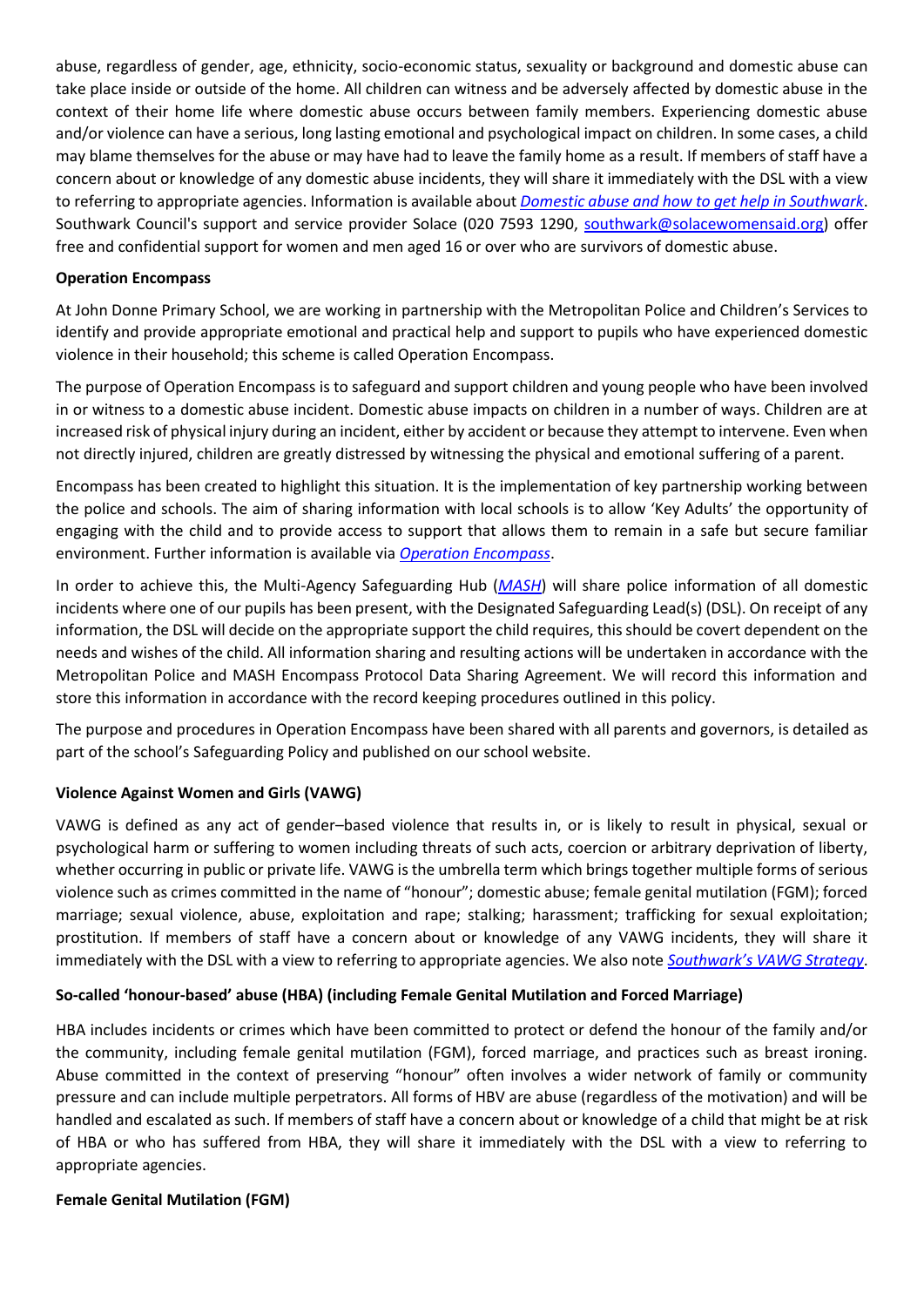abuse, regardless of gender, age, ethnicity, socio-economic status, sexuality or background and domestic abuse can take place inside or outside of the home. All children can witness and be adversely affected by domestic abuse in the context of their home life where domestic abuse occurs between family members. Experiencing domestic abuse and/or violence can have a serious, long lasting emotional and psychological impact on children. In some cases, a child may blame themselves for the abuse or may have had to leave the family home as a result. If members of staff have a concern about or knowledge of any domestic abuse incidents, they will share it immediately with the DSL with a view to referring to appropriate agencies. Information is available about *Domestic abuse and how to get help in Southwark*. Southwark Council's support and service provider Solace (020 7593 1290, southwark@solacewomensaid.org) offer free and confidential support for women and men aged 16 or over who are survivors of domestic abuse.

**Operation Encompass**

At John Donne Primary School, we are working in partnership with the Metropolitan Police and Children's Services to identify and provide appropriate emotional and practical help and support to pupils who have experienced domestic violence in their household; this scheme is called Operation Encompass.

The purpose of Operation Encompass is to safeguard and support children and young people who have been involved in or witness to a domestic abuse incident. Domestic abuse impacts on children in a number of ways. Children are at increased risk of physical injury during an incident, either by accident or because they attempt to intervene. Even when not directly injured, children are greatly distressed by witnessing the physical and emotional suffering of a parent.

Encompass has been created to highlight this situation. It is the implementation of key partnership working between the police and schools. The aim of sharing information with local schools is to allow 'Key Adults' the opportunity of engaging with the child and to provide access to support that allows them to remain in a safe but secure familiar environment. Further information is available via *Operation Encompass*.

In order to achieve this, the Multi-Agency Safeguarding Hub (*MASH*) will share police information of all domestic incidents where one of our pupils has been present, with the Designated Safeguarding Lead(s) (DSL). On receipt of any information, the DSL will decide on the appropriate support the child requires, this should be covert dependent on the needs and wishes of the child. All information sharing and resulting actions will be undertaken in accordance with the Metropolitan Police and MASH Encompass Protocol Data Sharing Agreement. We will record this information and store this information in accordance with the record keeping procedures outlined in this policy.

The purpose and procedures in Operation Encompass have been shared with all parents and governors, is detailed as part of the school's Safeguarding Policy and published on our school website.

**Violence Against Women and Girls (VAWG)**

VAWG is defined as any act of gender–based violence that results in, or is likely to result in physical, sexual or psychological harm or suffering to women including threats of such acts, coercion or arbitrary deprivation of liberty, whether occurring in public or private life. VAWG is the umbrella term which brings together multiple forms of serious violence such as crimes committed in the name of "honour"; domestic abuse; female genital mutilation (FGM); forced marriage; sexual violence, abuse, exploitation and rape; stalking; harassment; trafficking for sexual exploitation; prostitution. If members of staff have a concern about or knowledge of any VAWG incidents, they will share it immediately with the DSL with a view to referring to appropriate agencies. We also note *Southwark's VAWG Strategy*.

**So-called 'honour-based' abuse (HBA) (including Female Genital Mutilation and Forced Marriage)**

HBA includes incidents or crimes which have been committed to protect or defend the honour of the family and/or the community, including female genital mutilation (FGM), forced marriage, and practices such as breast ironing. Abuse committed in the context of preserving "honour" often involves a wider network of family or community pressure and can include multiple perpetrators. All forms of HBV are abuse (regardless of the motivation) and will be handled and escalated as such. If members of staff have a concern about or knowledge of a child that might be at risk of HBA or who has suffered from HBA, they will share it immediately with the DSL with a view to referring to appropriate agencies.

**Female Genital Mutilation (FGM)**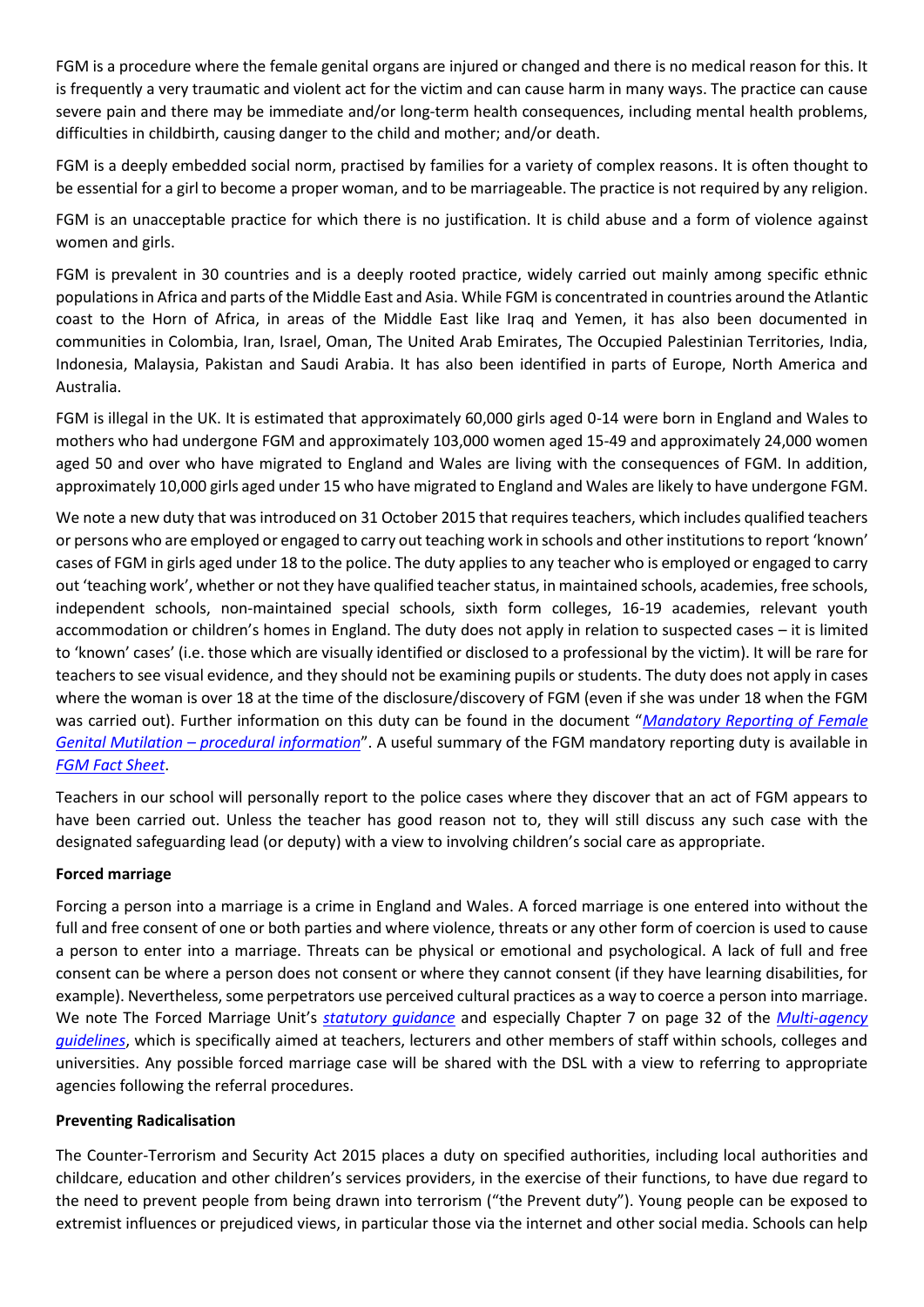FGM is a procedure where the female genital organs are injured or changed and there is no medical reason for this. It is frequently a very traumatic and violent act for the victim and can cause harm in many ways. The practice can cause severe pain and there may be immediate and/or long-term health consequences, including mental health problems, difficulties in childbirth, causing danger to the child and mother; and/or death.

FGM is a deeply embedded social norm, practised by families for a variety of complex reasons. It is often thought to be essential for a girl to become a proper woman, and to be marriageable. The practice is not required by any religion.

FGM is an unacceptable practice for which there is no justification. It is child abuse and a form of violence against women and girls.

FGM is prevalent in 30 countries and is a deeply rooted practice, widely carried out mainly among specific ethnic populations in Africa and parts of the Middle East and Asia. While FGM is concentrated in countries around the Atlantic coast to the Horn of Africa, in areas of the Middle East like Iraq and Yemen, it has also been documented in communities in Colombia, Iran, Israel, Oman, The United Arab Emirates, The Occupied Palestinian Territories, India, Indonesia, Malaysia, Pakistan and Saudi Arabia. It has also been identified in parts of Europe, North America and Australia.

FGM is illegal in the UK. It is estimated that approximately 60,000 girls aged 0-14 were born in England and Wales to mothers who had undergone FGM and approximately 103,000 women aged 15-49 and approximately 24,000 women aged 50 and over who have migrated to England and Wales are living with the consequences of FGM. In addition, approximately 10,000 girls aged under 15 who have migrated to England and Wales are likely to have undergone FGM.

We note a new duty that was introduced on 31 October 2015 that requires teachers, which includes qualified teachers or persons who are employed or engaged to carry out teaching work in schools and other institutions to report 'known' cases of FGM in girls aged under 18 to the police. The duty applies to any teacher who is employed or engaged to carry out 'teaching work', whether or not they have qualified teacher status, in maintained schools, academies, free schools, independent schools, non-maintained special schools, sixth form colleges, 16-19 academies, relevant youth accommodation or children's homes in England. The duty does not apply in relation to suspected cases – it is limited to 'known' cases' (i.e. those which are visually identified or disclosed to a professional by the victim). It will be rare for teachers to see visual evidence, and they should not be examining pupils or students. The duty does not apply in cases where the woman is over 18 at the time of the disclosure/discovery of FGM (even if she was under 18 when the FGM was carried out). Further information on this duty can be found in the document "*Mandatory Reporting of Female Genital Mutilation – procedural information*". A useful summary of the FGM mandatory reporting duty is available in *FGM Fact Sheet*.

Teachers in our school will personally report to the police cases where they discover that an act of FGM appears to have been carried out. Unless the teacher has good reason not to, they will still discuss any such case with the designated safeguarding lead (or deputy) with a view to involving children's social care as appropriate.

**Forced marriage**

Forcing a person into a marriage is a crime in England and Wales. A forced marriage is one entered into without the full and free consent of one or both parties and where violence, threats or any other form of coercion is used to cause a person to enter into a marriage. Threats can be physical or emotional and psychological. A lack of full and free consent can be where a person does not consent or where they cannot consent (if they have learning disabilities, for example). Nevertheless, some perpetrators use perceived cultural practices as a way to coerce a person into marriage. We note The Forced Marriage Unit's *statutory guidance* and especially Chapter 7 on page 32 of the *Multi-agency guidelines*, which is specifically aimed at teachers, lecturers and other members of staff within schools, colleges and universities. Any possible forced marriage case will be shared with the DSL with a view to referring to appropriate agencies following the referral procedures.

**Preventing Radicalisation**

The Counter-Terrorism and Security Act 2015 places a duty on specified authorities, including local authorities and childcare, education and other children's services providers, in the exercise of their functions, to have due regard to the need to prevent people from being drawn into terrorism ("the Prevent duty"). Young people can be exposed to extremist influences or prejudiced views, in particular those via the internet and other social media. Schools can help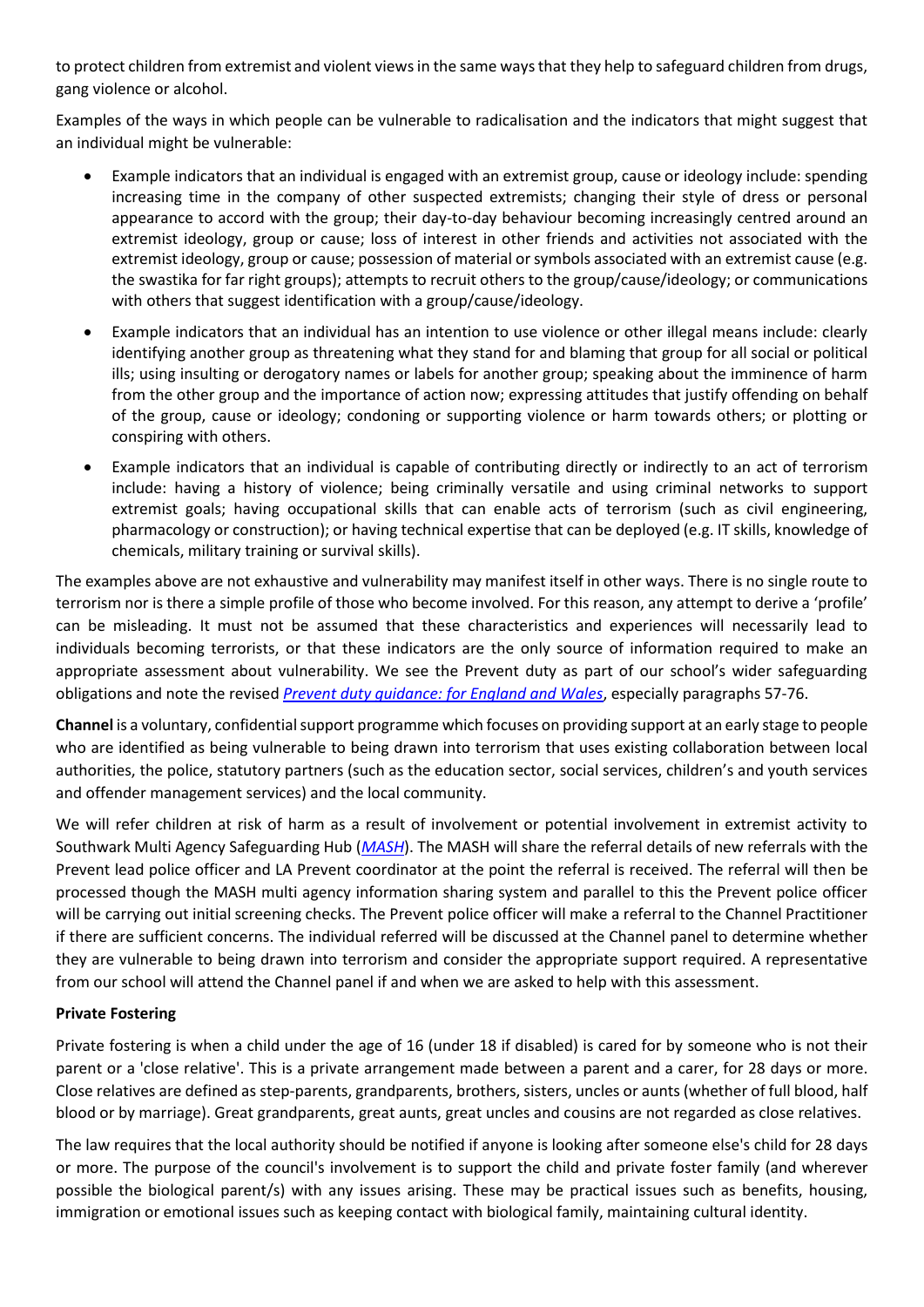to protect children from extremist and violent views in the same ways that they help to safeguard children from drugs, gang violence or alcohol.

Examples of the ways in which people can be vulnerable to radicalisation and the indicators that might suggest that an individual might be vulnerable:

- Example indicators that an individual is engaged with an extremist group, cause or ideology include: spending increasing time in the company of other suspected extremists; changing their style of dress or personal appearance to accord with the group; their day-to-day behaviour becoming increasingly centred around an extremist ideology, group or cause; loss of interest in other friends and activities not associated with the extremist ideology, group or cause; possession of material or symbols associated with an extremist cause (e.g. the swastika for far right groups); attempts to recruit others to the group/cause/ideology; or communications with others that suggest identification with a group/cause/ideology.
- Example indicators that an individual has an intention to use violence or other illegal means include: clearly identifying another group as threatening what they stand for and blaming that group for all social or political ills; using insulting or derogatory names or labels for another group; speaking about the imminence of harm from the other group and the importance of action now; expressing attitudes that justify offending on behalf of the group, cause or ideology; condoning or supporting violence or harm towards others; or plotting or conspiring with others.
- Example indicators that an individual is capable of contributing directly or indirectly to an act of terrorism include: having a history of violence; being criminally versatile and using criminal networks to support extremist goals; having occupational skills that can enable acts of terrorism (such as civil engineering, pharmacology or construction); or having technical expertise that can be deployed (e.g. IT skills, knowledge of chemicals, military training or survival skills).

The examples above are not exhaustive and vulnerability may manifest itself in other ways. There is no single route to terrorism nor is there a simple profile of those who become involved. For this reason, any attempt to derive a 'profile' can be misleading. It must not be assumed that these characteristics and experiences will necessarily lead to individuals becoming terrorists, or that these indicators are the only source of information required to make an appropriate assessment about vulnerability. We see the Prevent duty as part of our school's wider safeguarding obligations and note the revised *Prevent duty guidance: for England and Wales*, especially paragraphs 57-76.

**Channel** is a voluntary, confidential support programme which focuses on providing support at an early stage to people who are identified as being vulnerable to being drawn into terrorism that uses existing collaboration between local authorities, the police, statutory partners (such as the education sector, social services, children's and youth services and offender management services) and the local community.

We will refer children at risk of harm as a result of involvement or potential involvement in extremist activity to Southwark Multi Agency Safeguarding Hub (*MASH*). The MASH will share the referral details of new referrals with the Prevent lead police officer and LA Prevent coordinator at the point the referral is received. The referral will then be processed though the MASH multi agency information sharing system and parallel to this the Prevent police officer will be carrying out initial screening checks. The Prevent police officer will make a referral to the Channel Practitioner if there are sufficient concerns. The individual referred will be discussed at the Channel panel to determine whether they are vulnerable to being drawn into terrorism and consider the appropriate support required. A representative from our school will attend the Channel panel if and when we are asked to help with this assessment.

**Private Fostering**

Private fostering is when a child under the age of 16 (under 18 if disabled) is cared for by someone who is not their parent or a 'close relative'. This is a private arrangement made between a parent and a carer, for 28 days or more. Close relatives are defined as step-parents, grandparents, brothers, sisters, uncles or aunts (whether of full blood, half blood or by marriage). Great grandparents, great aunts, great uncles and cousins are not regarded as close relatives.

The law requires that the local authority should be notified if anyone is looking after someone else's child for 28 days or more. The purpose of the council's involvement is to support the child and private foster family (and wherever possible the biological parent/s) with any issues arising. These may be practical issues such as benefits, housing, immigration or emotional issues such as keeping contact with biological family, maintaining cultural identity.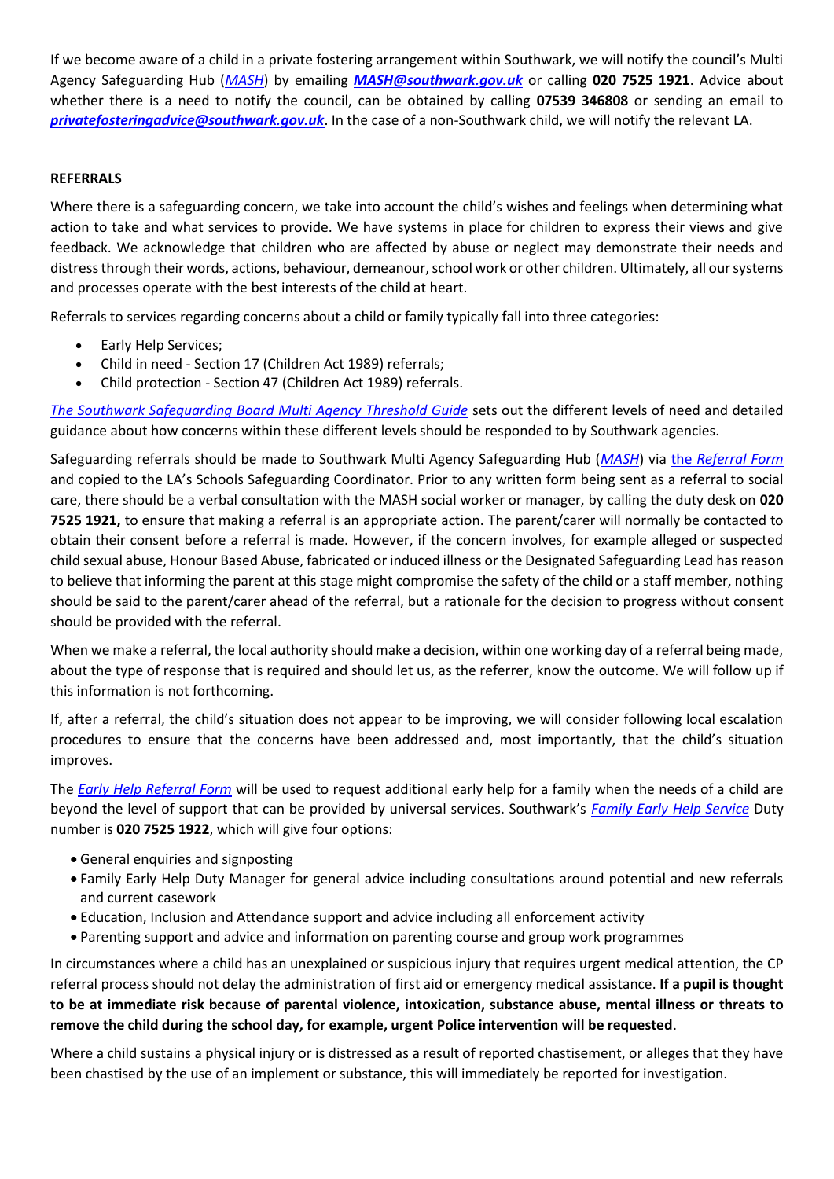If we become aware of a child in a private fostering arrangement within Southwark, we will notify the council's Multi Agency Safeguarding Hub (*MASH*) by emailing ***MASH@southwark.gov.uk*** or calling **020 7525 1921**. Advice about whether there is a need to notify the council, can be obtained by calling **07539 346808** or sending an email to ***privatefosteringadvice@southwark.gov.uk***. In the case of a non-Southwark child, we will notify the relevant LA.

**REFERRALS**

Where there is a safeguarding concern, we take into account the child's wishes and feelings when determining what action to take and what services to provide. We have systems in place for children to express their views and give feedback. We acknowledge that children who are affected by abuse or neglect may demonstrate their needs and distress through their words, actions, behaviour, demeanour, school work or other children. Ultimately, all our systems and processes operate with the best interests of the child at heart.

Referrals to services regarding concerns about a child or family typically fall into three categories:

- Early Help Services;
- Child in need - Section 17 (Children Act 1989) referrals;
- Child protection - Section 47 (Children Act 1989) referrals.

*The Southwark Safeguarding Board Multi Agency Threshold Guide* sets out the different levels of need and detailed guidance about how concerns within these different levels should be responded to by Southwark agencies.

Safeguarding referrals should be made to Southwark Multi Agency Safeguarding Hub (*MASH*) via the *Referral Form* and copied to the LA's Schools Safeguarding Coordinator. Prior to any written form being sent as a referral to social care, there should be a verbal consultation with the MASH social worker or manager, by calling the duty desk on **020 7525 1921,** to ensure that making a referral is an appropriate action. The parent/carer will normally be contacted to obtain their consent before a referral is made. However, if the concern involves, for example alleged or suspected child sexual abuse, Honour Based Abuse, fabricated or induced illness or the Designated Safeguarding Lead has reason to believe that informing the parent at this stage might compromise the safety of the child or a staff member, nothing should be said to the parent/carer ahead of the referral, but a rationale for the decision to progress without consent should be provided with the referral.

When we make a referral, the local authority should make a decision, within one working day of a referral being made, about the type of response that is required and should let us, as the referrer, know the outcome. We will follow up if this information is not forthcoming.

If, after a referral, the child's situation does not appear to be improving, we will consider following local escalation procedures to ensure that the concerns have been addressed and, most importantly, that the child's situation improves.

The *Early Help Referral Form* will be used to request additional early help for a family when the needs of a child are beyond the level of support that can be provided by universal services. Southwark's *Family Early Help Service* Duty number is **020 7525 1922**, which will give four options:

- General enquiries and signposting
- Family Early Help Duty Manager for general advice including consultations around potential and new referrals and current casework
- Education, Inclusion and Attendance support and advice including all enforcement activity
- Parenting support and advice and information on parenting course and group work programmes

In circumstances where a child has an unexplained or suspicious injury that requires urgent medical attention, the CP referral process should not delay the administration of first aid or emergency medical assistance. **If a pupil is thought to be at immediate risk because of parental violence, intoxication, substance abuse, mental illness or threats to remove the child during the school day, for example, urgent Police intervention will be requested**.

Where a child sustains a physical injury or is distressed as a result of reported chastisement, or alleges that they have been chastised by the use of an implement or substance, this will immediately be reported for investigation.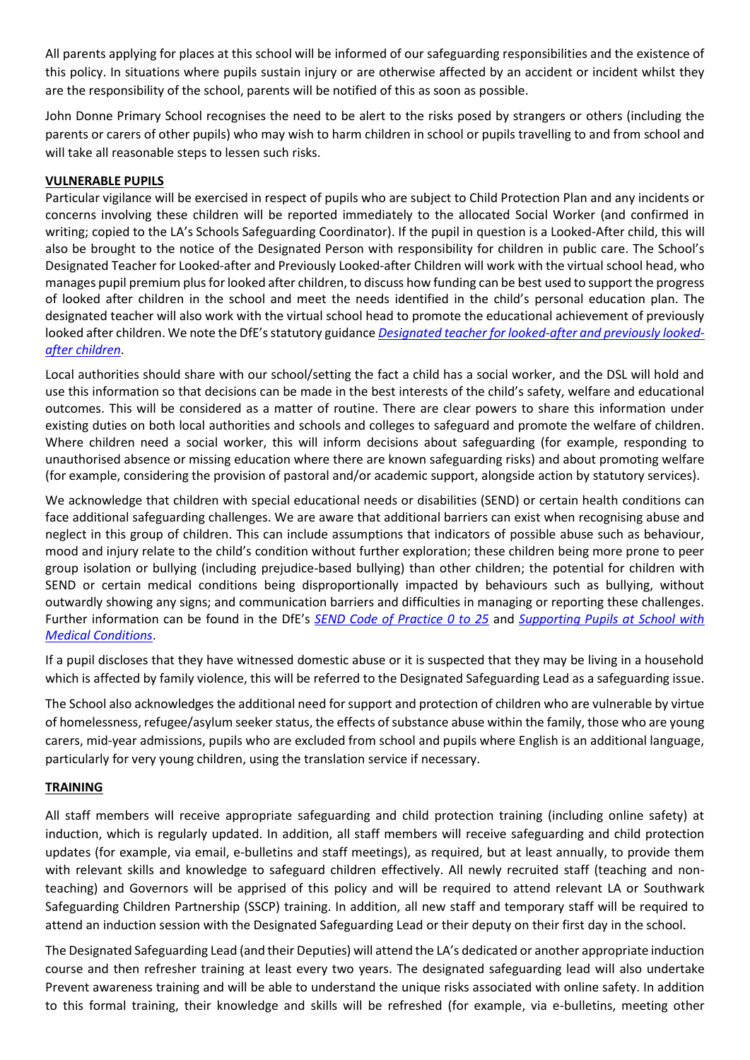All parents applying for places at this school will be informed of our safeguarding responsibilities and the existence of this policy. In situations where pupils sustain injury or are otherwise affected by an accident or incident whilst they are the responsibility of the school, parents will be notified of this as soon as possible.

John Donne Primary School recognises the need to be alert to the risks posed by strangers or others (including the parents or carers of other pupils) who may wish to harm children in school or pupils travelling to and from school and will take all reasonable steps to lessen such risks.

**VULNERABLE PUPILS**

Particular vigilance will be exercised in respect of pupils who are subject to Child Protection Plan and any incidents or concerns involving these children will be reported immediately to the allocated Social Worker (and confirmed in writing; copied to the LA's Schools Safeguarding Coordinator). If the pupil in question is a Looked-After child, this will also be brought to the notice of the Designated Person with responsibility for children in public care. The School's Designated Teacher for Looked-after and Previously Looked-after Children will work with the virtual school head, who manages pupil premium plus for looked after children, to discuss how funding can be best used to support the progress of looked after children in the school and meet the needs identified in the child's personal education plan. The designated teacher will also work with the virtual school head to promote the educational achievement of previously looked after children. We note the DfE's statutory guidance *Designated teacher for looked-after and previously looked-after children*.

Local authorities should share with our school/setting the fact a child has a social worker, and the DSL will hold and use this information so that decisions can be made in the best interests of the child's safety, welfare and educational outcomes. This will be considered as a matter of routine. There are clear powers to share this information under existing duties on both local authorities and schools and colleges to safeguard and promote the welfare of children. Where children need a social worker, this will inform decisions about safeguarding (for example, responding to unauthorised absence or missing education where there are known safeguarding risks) and about promoting welfare (for example, considering the provision of pastoral and/or academic support, alongside action by statutory services).

We acknowledge that children with special educational needs or disabilities (SEND) or certain health conditions can face additional safeguarding challenges. We are aware that additional barriers can exist when recognising abuse and neglect in this group of children. This can include assumptions that indicators of possible abuse such as behaviour, mood and injury relate to the child's condition without further exploration; these children being more prone to peer group isolation or bullying (including prejudice-based bullying) than other children; the potential for children with SEND or certain medical conditions being disproportionally impacted by behaviours such as bullying, without outwardly showing any signs; and communication barriers and difficulties in managing or reporting these challenges. Further information can be found in the DfE's *SEND Code of Practice 0 to 25* and *Supporting Pupils at School with Medical Conditions*.

If a pupil discloses that they have witnessed domestic abuse or it is suspected that they may be living in a household which is affected by family violence, this will be referred to the Designated Safeguarding Lead as a safeguarding issue.

The School also acknowledges the additional need for support and protection of children who are vulnerable by virtue of homelessness, refugee/asylum seeker status, the effects of substance abuse within the family, those who are young carers, mid-year admissions, pupils who are excluded from school and pupils where English is an additional language, particularly for very young children, using the translation service if necessary.

**TRAINING**

All staff members will receive appropriate safeguarding and child protection training (including online safety) at induction, which is regularly updated. In addition, all staff members will receive safeguarding and child protection updates (for example, via email, e-bulletins and staff meetings), as required, but at least annually, to provide them with relevant skills and knowledge to safeguard children effectively. All newly recruited staff (teaching and non-teaching) and Governors will be apprised of this policy and will be required to attend relevant LA or Southwark Safeguarding Children Partnership (SSCP) training. In addition, all new staff and temporary staff will be required to attend an induction session with the Designated Safeguarding Lead or their deputy on their first day in the school.

The Designated Safeguarding Lead (and their Deputies) will attend the LA's dedicated or another appropriate induction course and then refresher training at least every two years. The designated safeguarding lead will also undertake Prevent awareness training and will be able to understand the unique risks associated with online safety. In addition to this formal training, their knowledge and skills will be refreshed (for example, via e-bulletins, meeting other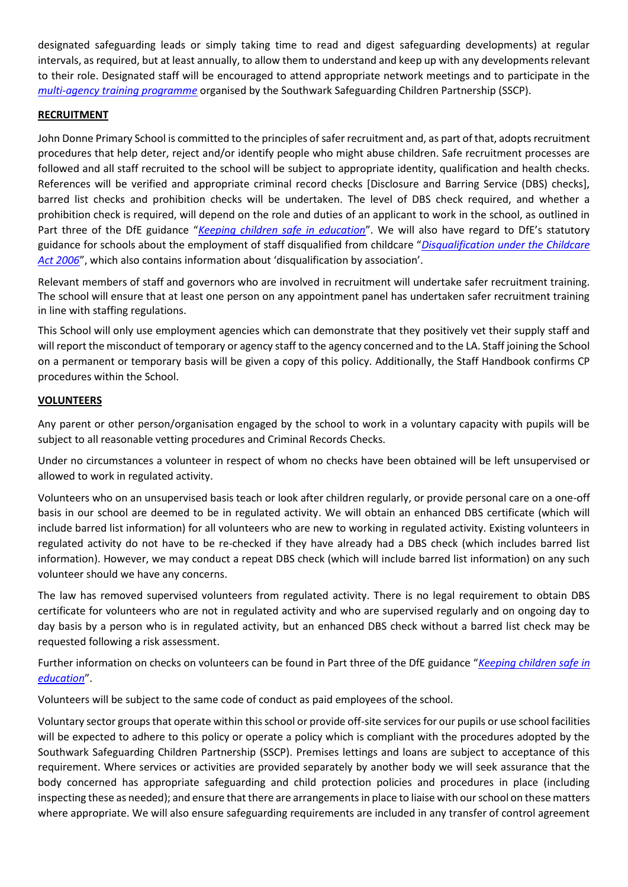designated safeguarding leads or simply taking time to read and digest safeguarding developments) at regular intervals, as required, but at least annually, to allow them to understand and keep up with any developments relevant to their role. Designated staff will be encouraged to attend appropriate network meetings and to participate in the *multi-agency training programme* organised by the Southwark Safeguarding Children Partnership (SSCP).

**RECRUITMENT**

John Donne Primary School is committed to the principles of safer recruitment and, as part of that, adopts recruitment procedures that help deter, reject and/or identify people who might abuse children. Safe recruitment processes are followed and all staff recruited to the school will be subject to appropriate identity, qualification and health checks. References will be verified and appropriate criminal record checks [Disclosure and Barring Service (DBS) checks], barred list checks and prohibition checks will be undertaken. The level of DBS check required, and whether a prohibition check is required, will depend on the role and duties of an applicant to work in the school, as outlined in Part three of the DfE guidance "*Keeping children safe in education*". We will also have regard to DfE's statutory guidance for schools about the employment of staff disqualified from childcare "*Disqualification under the Childcare Act 2006*", which also contains information about 'disqualification by association'.

Relevant members of staff and governors who are involved in recruitment will undertake safer recruitment training. The school will ensure that at least one person on any appointment panel has undertaken safer recruitment training in line with staffing regulations.

This School will only use employment agencies which can demonstrate that they positively vet their supply staff and will report the misconduct of temporary or agency staff to the agency concerned and to the LA. Staff joining the School on a permanent or temporary basis will be given a copy of this policy. Additionally, the Staff Handbook confirms CP procedures within the School.

**VOLUNTEERS**

Any parent or other person/organisation engaged by the school to work in a voluntary capacity with pupils will be subject to all reasonable vetting procedures and Criminal Records Checks.

Under no circumstances a volunteer in respect of whom no checks have been obtained will be left unsupervised or allowed to work in regulated activity.

Volunteers who on an unsupervised basis teach or look after children regularly, or provide personal care on a one-off basis in our school are deemed to be in regulated activity. We will obtain an enhanced DBS certificate (which will include barred list information) for all volunteers who are new to working in regulated activity. Existing volunteers in regulated activity do not have to be re-checked if they have already had a DBS check (which includes barred list information). However, we may conduct a repeat DBS check (which will include barred list information) on any such volunteer should we have any concerns.

The law has removed supervised volunteers from regulated activity. There is no legal requirement to obtain DBS certificate for volunteers who are not in regulated activity and who are supervised regularly and on ongoing day to day basis by a person who is in regulated activity, but an enhanced DBS check without a barred list check may be requested following a risk assessment.

Further information on checks on volunteers can be found in Part three of the DfE guidance "*Keeping children safe in education*".

Volunteers will be subject to the same code of conduct as paid employees of the school.

Voluntary sector groups that operate within this school or provide off-site services for our pupils or use school facilities will be expected to adhere to this policy or operate a policy which is compliant with the procedures adopted by the Southwark Safeguarding Children Partnership (SSCP). Premises lettings and loans are subject to acceptance of this requirement. Where services or activities are provided separately by another body we will seek assurance that the body concerned has appropriate safeguarding and child protection policies and procedures in place (including inspecting these as needed); and ensure that there are arrangements in place to liaise with our school on these matters where appropriate. We will also ensure safeguarding requirements are included in any transfer of control agreement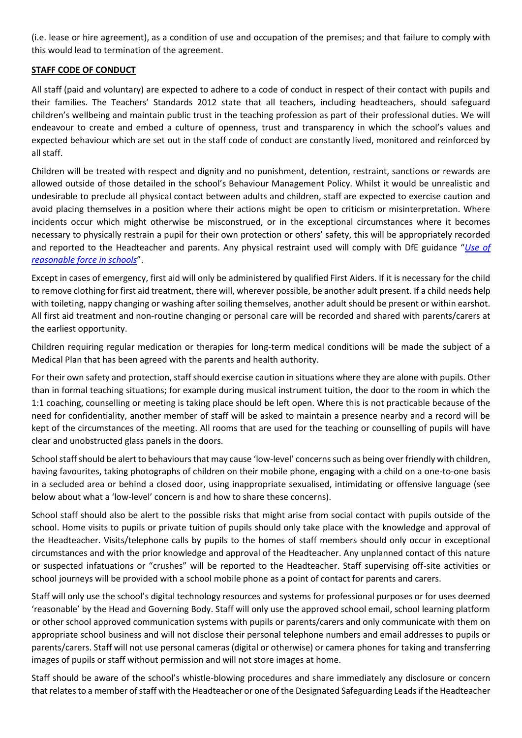(i.e. lease or hire agreement), as a condition of use and occupation of the premises; and that failure to comply with this would lead to termination of the agreement.

**STAFF CODE OF CONDUCT**

All staff (paid and voluntary) are expected to adhere to a code of conduct in respect of their contact with pupils and their families. The Teachers' Standards 2012 state that all teachers, including headteachers, should safeguard children's wellbeing and maintain public trust in the teaching profession as part of their professional duties. We will endeavour to create and embed a culture of openness, trust and transparency in which the school's values and expected behaviour which are set out in the staff code of conduct are constantly lived, monitored and reinforced by all staff.

Children will be treated with respect and dignity and no punishment, detention, restraint, sanctions or rewards are allowed outside of those detailed in the school's Behaviour Management Policy. Whilst it would be unrealistic and undesirable to preclude all physical contact between adults and children, staff are expected to exercise caution and avoid placing themselves in a position where their actions might be open to criticism or misinterpretation. Where incidents occur which might otherwise be misconstrued, or in the exceptional circumstances where it becomes necessary to physically restrain a pupil for their own protection or others' safety, this will be appropriately recorded and reported to the Headteacher and parents. Any physical restraint used will comply with DfE guidance "*Use of reasonable force in schools*".

Except in cases of emergency, first aid will only be administered by qualified First Aiders. If it is necessary for the child to remove clothing for first aid treatment, there will, wherever possible, be another adult present. If a child needs help with toileting, nappy changing or washing after soiling themselves, another adult should be present or within earshot. All first aid treatment and non-routine changing or personal care will be recorded and shared with parents/carers at the earliest opportunity.

Children requiring regular medication or therapies for long-term medical conditions will be made the subject of a Medical Plan that has been agreed with the parents and health authority.

For their own safety and protection, staff should exercise caution in situations where they are alone with pupils. Other than in formal teaching situations; for example during musical instrument tuition, the door to the room in which the 1:1 coaching, counselling or meeting is taking place should be left open. Where this is not practicable because of the need for confidentiality, another member of staff will be asked to maintain a presence nearby and a record will be kept of the circumstances of the meeting. All rooms that are used for the teaching or counselling of pupils will have clear and unobstructed glass panels in the doors.

School staff should be alert to behaviours that may cause 'low-level' concerns such as being over friendly with children, having favourites, taking photographs of children on their mobile phone, engaging with a child on a one-to-one basis in a secluded area or behind a closed door, using inappropriate sexualised, intimidating or offensive language (see below about what a 'low-level' concern is and how to share these concerns).

School staff should also be alert to the possible risks that might arise from social contact with pupils outside of the school. Home visits to pupils or private tuition of pupils should only take place with the knowledge and approval of the Headteacher. Visits/telephone calls by pupils to the homes of staff members should only occur in exceptional circumstances and with the prior knowledge and approval of the Headteacher. Any unplanned contact of this nature or suspected infatuations or "crushes" will be reported to the Headteacher. Staff supervising off-site activities or school journeys will be provided with a school mobile phone as a point of contact for parents and carers.

Staff will only use the school's digital technology resources and systems for professional purposes or for uses deemed 'reasonable' by the Head and Governing Body. Staff will only use the approved school email, school learning platform or other school approved communication systems with pupils or parents/carers and only communicate with them on appropriate school business and will not disclose their personal telephone numbers and email addresses to pupils or parents/carers. Staff will not use personal cameras (digital or otherwise) or camera phones for taking and transferring images of pupils or staff without permission and will not store images at home.

Staff should be aware of the school's whistle-blowing procedures and share immediately any disclosure or concern that relates to a member of staff with the Headteacher or one of the Designated Safeguarding Leads if the Headteacher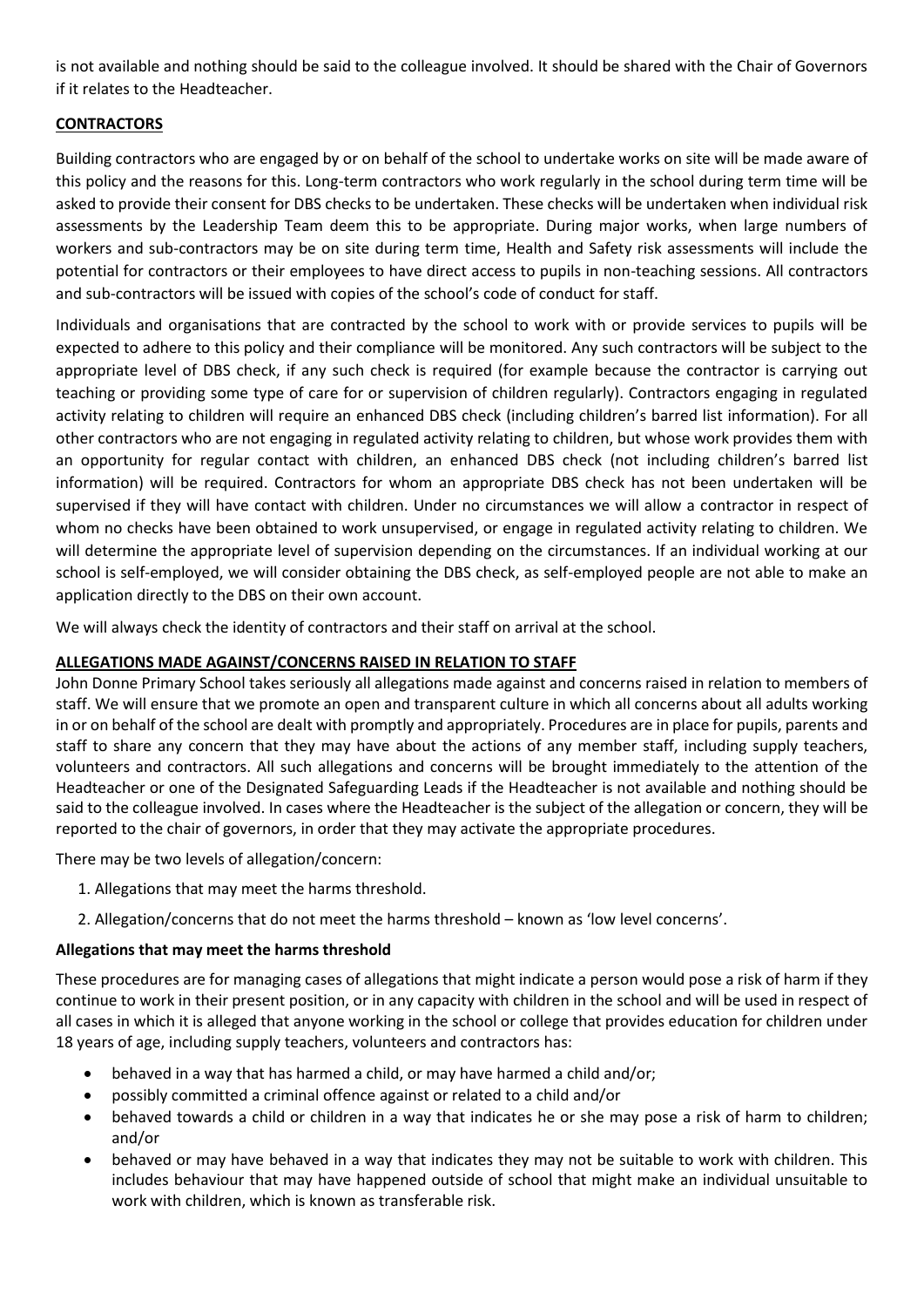is not available and nothing should be said to the colleague involved. It should be shared with the Chair of Governors if it relates to the Headteacher.

## CONTRACTORS

Building contractors who are engaged by or on behalf of the school to undertake works on site will be made aware of this policy and the reasons for this. Long-term contractors who work regularly in the school during term time will be asked to provide their consent for DBS checks to be undertaken. These checks will be undertaken when individual risk assessments by the Leadership Team deem this to be appropriate. During major works, when large numbers of workers and sub-contractors may be on site during term time, Health and Safety risk assessments will include the potential for contractors or their employees to have direct access to pupils in non-teaching sessions. All contractors and sub-contractors will be issued with copies of the school's code of conduct for staff.

Individuals and organisations that are contracted by the school to work with or provide services to pupils will be expected to adhere to this policy and their compliance will be monitored. Any such contractors will be subject to the appropriate level of DBS check, if any such check is required (for example because the contractor is carrying out teaching or providing some type of care for or supervision of children regularly). Contractors engaging in regulated activity relating to children will require an enhanced DBS check (including children's barred list information). For all other contractors who are not engaging in regulated activity relating to children, but whose work provides them with an opportunity for regular contact with children, an enhanced DBS check (not including children's barred list information) will be required. Contractors for whom an appropriate DBS check has not been undertaken will be supervised if they will have contact with children. Under no circumstances we will allow a contractor in respect of whom no checks have been obtained to work unsupervised, or engage in regulated activity relating to children. We will determine the appropriate level of supervision depending on the circumstances. If an individual working at our school is self-employed, we will consider obtaining the DBS check, as self-employed people are not able to make an application directly to the DBS on their own account.

We will always check the identity of contractors and their staff on arrival at the school.

## ALLEGATIONS MADE AGAINST/CONCERNS RAISED IN RELATION TO STAFF

John Donne Primary School takes seriously all allegations made against and concerns raised in relation to members of staff. We will ensure that we promote an open and transparent culture in which all concerns about all adults working in or on behalf of the school are dealt with promptly and appropriately. Procedures are in place for pupils, parents and staff to share any concern that they may have about the actions of any member staff, including supply teachers, volunteers and contractors. All such allegations and concerns will be brought immediately to the attention of the Headteacher or one of the Designated Safeguarding Leads if the Headteacher is not available and nothing should be said to the colleague involved. In cases where the Headteacher is the subject of the allegation or concern, they will be reported to the chair of governors, in order that they may activate the appropriate procedures.

There may be two levels of allegation/concern:

1. Allegations that may meet the harms threshold.
2. Allegation/concerns that do not meet the harms threshold – known as 'low level concerns'.

### Allegations that may meet the harms threshold

These procedures are for managing cases of allegations that might indicate a person would pose a risk of harm if they continue to work in their present position, or in any capacity with children in the school and will be used in respect of all cases in which it is alleged that anyone working in the school or college that provides education for children under 18 years of age, including supply teachers, volunteers and contractors has:

- behaved in a way that has harmed a child, or may have harmed a child and/or;
- possibly committed a criminal offence against or related to a child and/or
- behaved towards a child or children in a way that indicates he or she may pose a risk of harm to children; and/or
- behaved or may have behaved in a way that indicates they may not be suitable to work with children. This includes behaviour that may have happened outside of school that might make an individual unsuitable to work with children, which is known as transferable risk.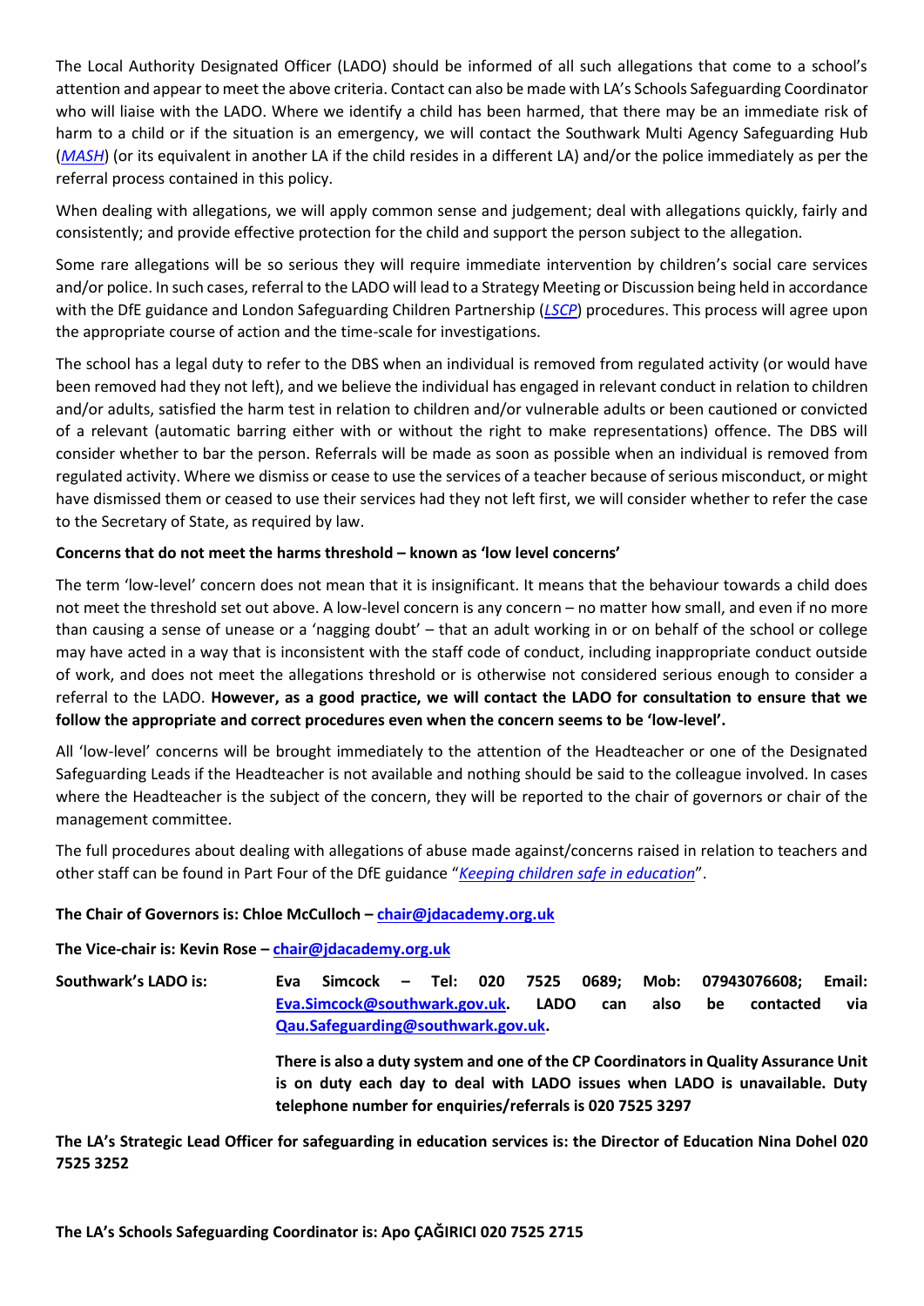The Local Authority Designated Officer (LADO) should be informed of all such allegations that come to a school's attention and appear to meet the above criteria. Contact can also be made with LA's Schools Safeguarding Coordinator who will liaise with the LADO. Where we identify a child has been harmed, that there may be an immediate risk of harm to a child or if the situation is an emergency, we will contact the Southwark Multi Agency Safeguarding Hub (*MASH*) (or its equivalent in another LA if the child resides in a different LA) and/or the police immediately as per the referral process contained in this policy.

When dealing with allegations, we will apply common sense and judgement; deal with allegations quickly, fairly and consistently; and provide effective protection for the child and support the person subject to the allegation.

Some rare allegations will be so serious they will require immediate intervention by children's social care services and/or police. In such cases, referral to the LADO will lead to a Strategy Meeting or Discussion being held in accordance with the DfE guidance and London Safeguarding Children Partnership (*LSCP*) procedures. This process will agree upon the appropriate course of action and the time-scale for investigations.

The school has a legal duty to refer to the DBS when an individual is removed from regulated activity (or would have been removed had they not left), and we believe the individual has engaged in relevant conduct in relation to children and/or adults, satisfied the harm test in relation to children and/or vulnerable adults or been cautioned or convicted of a relevant (automatic barring either with or without the right to make representations) offence. The DBS will consider whether to bar the person. Referrals will be made as soon as possible when an individual is removed from regulated activity. Where we dismiss or cease to use the services of a teacher because of serious misconduct, or might have dismissed them or ceased to use their services had they not left first, we will consider whether to refer the case to the Secretary of State, as required by law.

**Concerns that do not meet the harms threshold – known as 'low level concerns'**

The term 'low-level' concern does not mean that it is insignificant. It means that the behaviour towards a child does not meet the threshold set out above. A low-level concern is any concern – no matter how small, and even if no more than causing a sense of unease or a 'nagging doubt' – that an adult working in or on behalf of the school or college may have acted in a way that is inconsistent with the staff code of conduct, including inappropriate conduct outside of work, and does not meet the allegations threshold or is otherwise not considered serious enough to consider a referral to the LADO. **However, as a good practice, we will contact the LADO for consultation to ensure that we follow the appropriate and correct procedures even when the concern seems to be 'low-level'.**

All 'low-level' concerns will be brought immediately to the attention of the Headteacher or one of the Designated Safeguarding Leads if the Headteacher is not available and nothing should be said to the colleague involved. In cases where the Headteacher is the subject of the concern, they will be reported to the chair of governors or chair of the management committee.

The full procedures about dealing with allegations of abuse made against/concerns raised in relation to teachers and other staff can be found in Part Four of the DfE guidance "*Keeping children safe in education*".

**The Chair of Governors is: Chloe McCulloch – chair@jdacademy.org.uk**

**The Vice-chair is: Kevin Rose – chair@jdacademy.org.uk**

**Southwark's LADO is:** **Eva Simcock – Tel: 020 7525 0689; Mob: 07943076608; Email: Eva.Simcock@southwark.gov.uk. LADO can also be contacted via Qau.Safeguarding@southwark.gov.uk.**

**There is also a duty system and one of the CP Coordinators in Quality Assurance Unit is on duty each day to deal with LADO issues when LADO is unavailable. Duty telephone number for enquiries/referrals is 020 7525 3297**

**The LA's Strategic Lead Officer for safeguarding in education services is: the Director of Education Nina Dohel 020 7525 3252**

**The LA's Schools Safeguarding Coordinator is: Apo ÇAĞIRICI 020 7525 2715**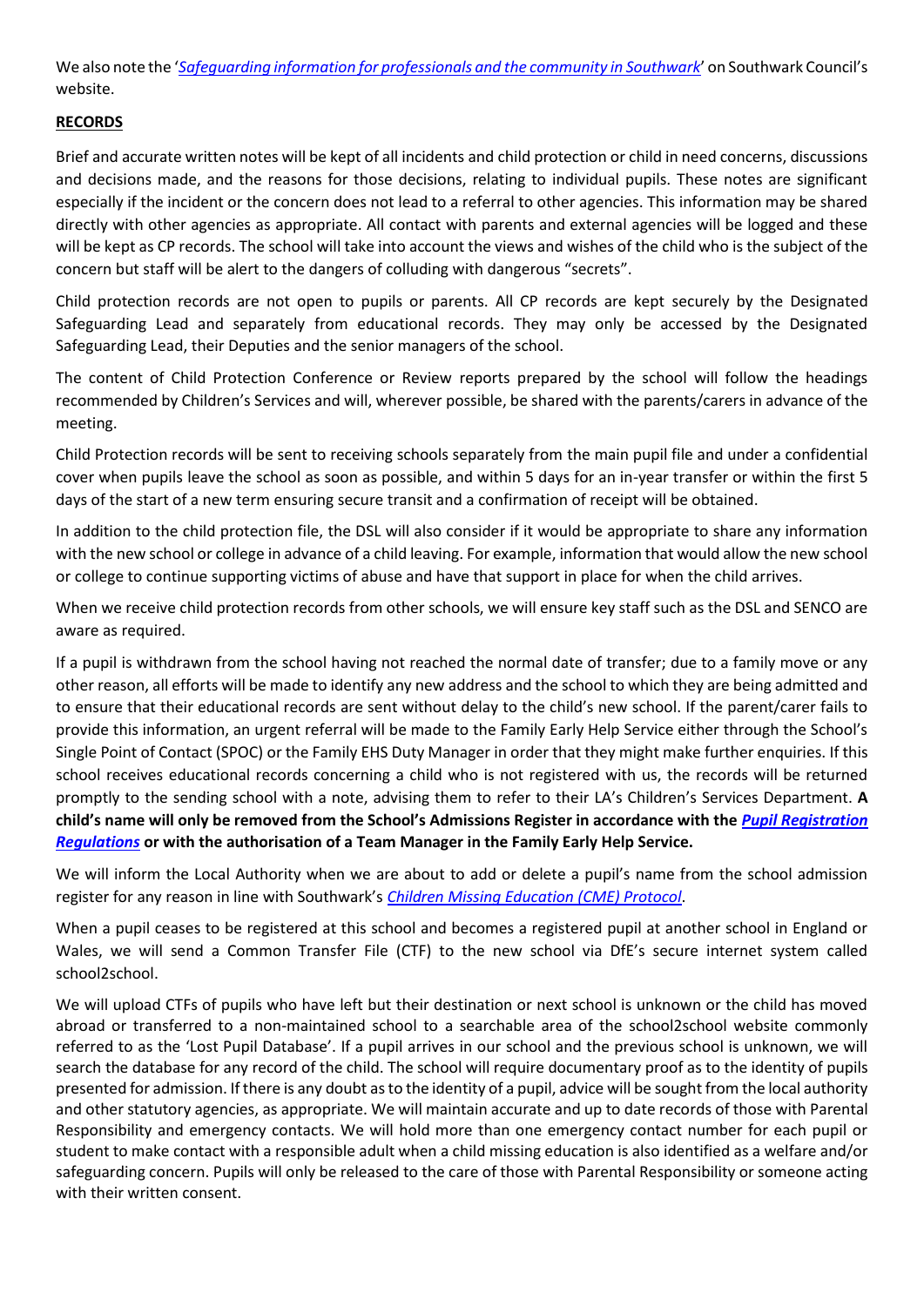We also note the '*Safeguarding information for professionals and the community in Southwark*' on Southwark Council's website.

**RECORDS**

Brief and accurate written notes will be kept of all incidents and child protection or child in need concerns, discussions and decisions made, and the reasons for those decisions, relating to individual pupils. These notes are significant especially if the incident or the concern does not lead to a referral to other agencies. This information may be shared directly with other agencies as appropriate. All contact with parents and external agencies will be logged and these will be kept as CP records. The school will take into account the views and wishes of the child who is the subject of the concern but staff will be alert to the dangers of colluding with dangerous "secrets".

Child protection records are not open to pupils or parents. All CP records are kept securely by the Designated Safeguarding Lead and separately from educational records. They may only be accessed by the Designated Safeguarding Lead, their Deputies and the senior managers of the school.

The content of Child Protection Conference or Review reports prepared by the school will follow the headings recommended by Children's Services and will, wherever possible, be shared with the parents/carers in advance of the meeting.

Child Protection records will be sent to receiving schools separately from the main pupil file and under a confidential cover when pupils leave the school as soon as possible, and within 5 days for an in-year transfer or within the first 5 days of the start of a new term ensuring secure transit and a confirmation of receipt will be obtained.

In addition to the child protection file, the DSL will also consider if it would be appropriate to share any information with the new school or college in advance of a child leaving. For example, information that would allow the new school or college to continue supporting victims of abuse and have that support in place for when the child arrives.

When we receive child protection records from other schools, we will ensure key staff such as the DSL and SENCO are aware as required.

If a pupil is withdrawn from the school having not reached the normal date of transfer; due to a family move or any other reason, all efforts will be made to identify any new address and the school to which they are being admitted and to ensure that their educational records are sent without delay to the child's new school. If the parent/carer fails to provide this information, an urgent referral will be made to the Family Early Help Service either through the School's Single Point of Contact (SPOC) or the Family EHS Duty Manager in order that they might make further enquiries. If this school receives educational records concerning a child who is not registered with us, the records will be returned promptly to the sending school with a note, advising them to refer to their LA's Children's Services Department. **A child's name will only be removed from the School's Admissions Register in accordance with the *Pupil Registration Regulations* or with the authorisation of a Team Manager in the Family Early Help Service.**

We will inform the Local Authority when we are about to add or delete a pupil's name from the school admission register for any reason in line with Southwark's *Children Missing Education (CME) Protocol*.

When a pupil ceases to be registered at this school and becomes a registered pupil at another school in England or Wales, we will send a Common Transfer File (CTF) to the new school via DfE's secure internet system called school2school.

We will upload CTFs of pupils who have left but their destination or next school is unknown or the child has moved abroad or transferred to a non-maintained school to a searchable area of the school2school website commonly referred to as the 'Lost Pupil Database'. If a pupil arrives in our school and the previous school is unknown, we will search the database for any record of the child. The school will require documentary proof as to the identity of pupils presented for admission. If there is any doubt as to the identity of a pupil, advice will be sought from the local authority and other statutory agencies, as appropriate. We will maintain accurate and up to date records of those with Parental Responsibility and emergency contacts. We will hold more than one emergency contact number for each pupil or student to make contact with a responsible adult when a child missing education is also identified as a welfare and/or safeguarding concern. Pupils will only be released to the care of those with Parental Responsibility or someone acting with their written consent.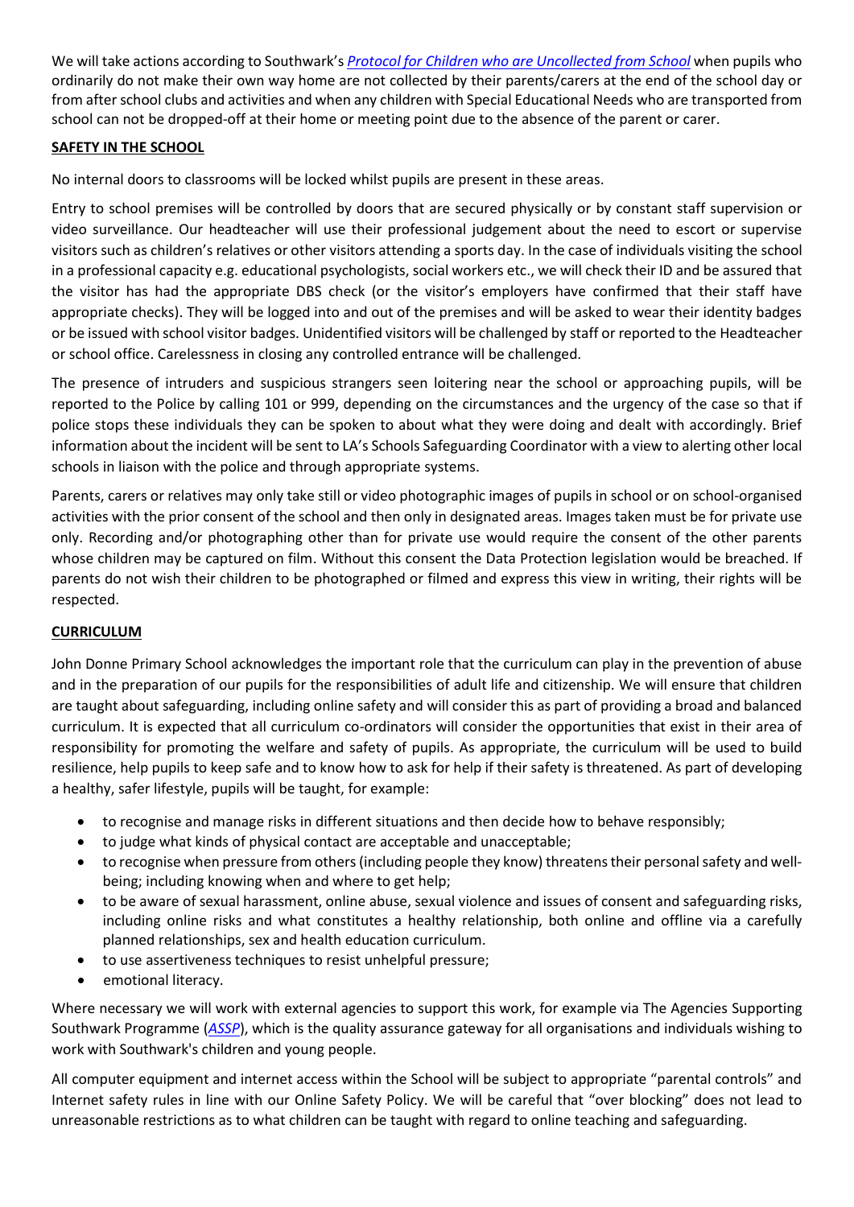We will take actions according to Southwark's *Protocol for Children who are Uncollected from School* when pupils who ordinarily do not make their own way home are not collected by their parents/carers at the end of the school day or from after school clubs and activities and when any children with Special Educational Needs who are transported from school can not be dropped-off at their home or meeting point due to the absence of the parent or carer.

## SAFETY IN THE SCHOOL

No internal doors to classrooms will be locked whilst pupils are present in these areas.

Entry to school premises will be controlled by doors that are secured physically or by constant staff supervision or video surveillance. Our headteacher will use their professional judgement about the need to escort or supervise visitors such as children's relatives or other visitors attending a sports day. In the case of individuals visiting the school in a professional capacity e.g. educational psychologists, social workers etc., we will check their ID and be assured that the visitor has had the appropriate DBS check (or the visitor's employers have confirmed that their staff have appropriate checks). They will be logged into and out of the premises and will be asked to wear their identity badges or be issued with school visitor badges. Unidentified visitors will be challenged by staff or reported to the Headteacher or school office. Carelessness in closing any controlled entrance will be challenged.

The presence of intruders and suspicious strangers seen loitering near the school or approaching pupils, will be reported to the Police by calling 101 or 999, depending on the circumstances and the urgency of the case so that if police stops these individuals they can be spoken to about what they were doing and dealt with accordingly. Brief information about the incident will be sent to LA's Schools Safeguarding Coordinator with a view to alerting other local schools in liaison with the police and through appropriate systems.

Parents, carers or relatives may only take still or video photographic images of pupils in school or on school-organised activities with the prior consent of the school and then only in designated areas. Images taken must be for private use only. Recording and/or photographing other than for private use would require the consent of the other parents whose children may be captured on film. Without this consent the Data Protection legislation would be breached. If parents do not wish their children to be photographed or filmed and express this view in writing, their rights will be respected.

## CURRICULUM

John Donne Primary School acknowledges the important role that the curriculum can play in the prevention of abuse and in the preparation of our pupils for the responsibilities of adult life and citizenship. We will ensure that children are taught about safeguarding, including online safety and will consider this as part of providing a broad and balanced curriculum. It is expected that all curriculum co-ordinators will consider the opportunities that exist in their area of responsibility for promoting the welfare and safety of pupils. As appropriate, the curriculum will be used to build resilience, help pupils to keep safe and to know how to ask for help if their safety is threatened. As part of developing a healthy, safer lifestyle, pupils will be taught, for example:

- to recognise and manage risks in different situations and then decide how to behave responsibly;
- to judge what kinds of physical contact are acceptable and unacceptable;
- to recognise when pressure from others (including people they know) threatens their personal safety and well-being; including knowing when and where to get help;
- to be aware of sexual harassment, online abuse, sexual violence and issues of consent and safeguarding risks, including online risks and what constitutes a healthy relationship, both online and offline via a carefully planned relationships, sex and health education curriculum.
- to use assertiveness techniques to resist unhelpful pressure;
- emotional literacy.

Where necessary we will work with external agencies to support this work, for example via The Agencies Supporting Southwark Programme (*ASSP*), which is the quality assurance gateway for all organisations and individuals wishing to work with Southwark's children and young people.

All computer equipment and internet access within the School will be subject to appropriate "parental controls" and Internet safety rules in line with our Online Safety Policy. We will be careful that "over blocking" does not lead to unreasonable restrictions as to what children can be taught with regard to online teaching and safeguarding.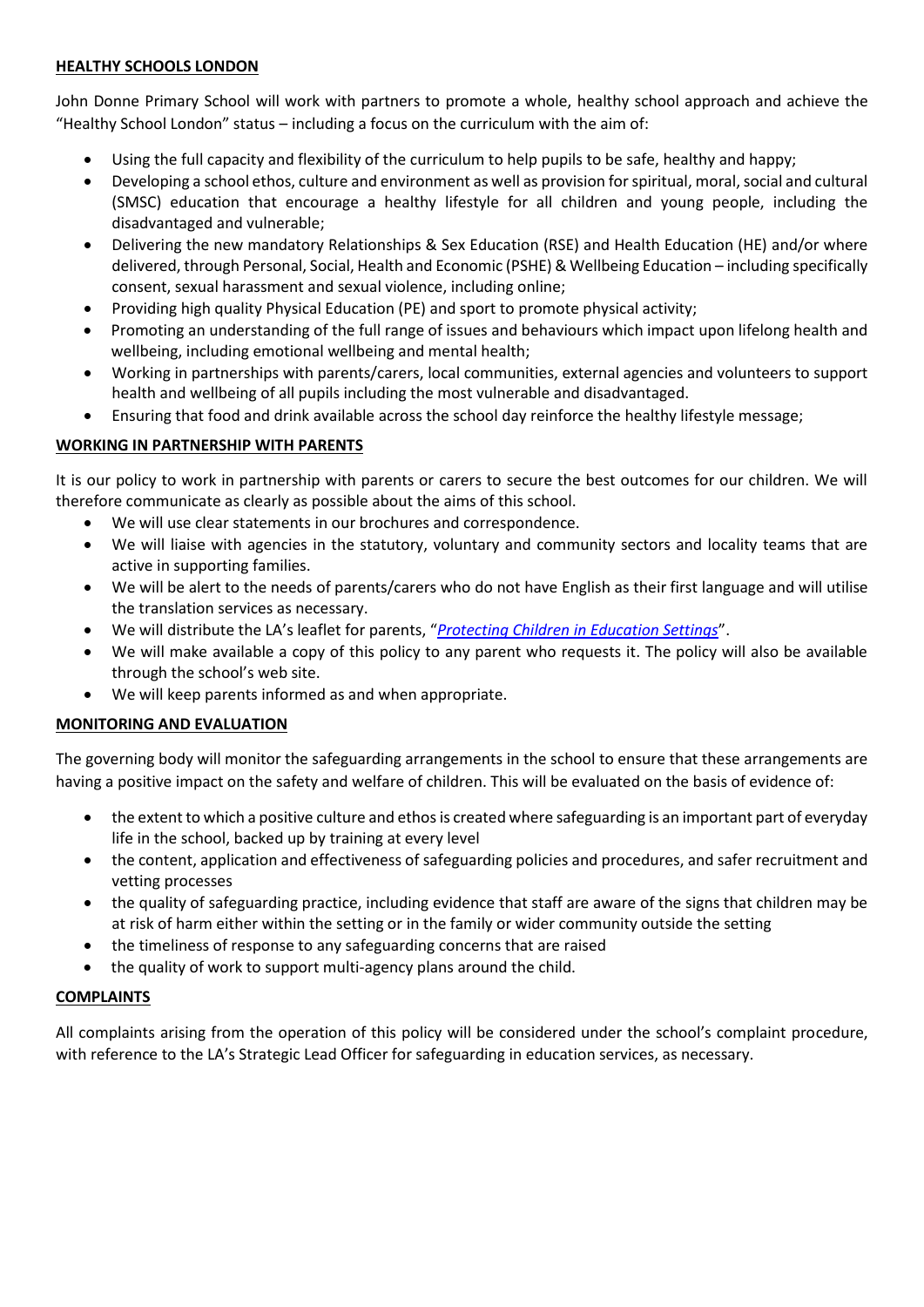## HEALTHY SCHOOLS LONDON

John Donne Primary School will work with partners to promote a whole, healthy school approach and achieve the "Healthy School London" status – including a focus on the curriculum with the aim of:

- Using the full capacity and flexibility of the curriculum to help pupils to be safe, healthy and happy;
- Developing a school ethos, culture and environment as well as provision for spiritual, moral, social and cultural (SMSC) education that encourage a healthy lifestyle for all children and young people, including the disadvantaged and vulnerable;
- Delivering the new mandatory Relationships & Sex Education (RSE) and Health Education (HE) and/or where delivered, through Personal, Social, Health and Economic (PSHE) & Wellbeing Education – including specifically consent, sexual harassment and sexual violence, including online;
- Providing high quality Physical Education (PE) and sport to promote physical activity;
- Promoting an understanding of the full range of issues and behaviours which impact upon lifelong health and wellbeing, including emotional wellbeing and mental health;
- Working in partnerships with parents/carers, local communities, external agencies and volunteers to support health and wellbeing of all pupils including the most vulnerable and disadvantaged.
- Ensuring that food and drink available across the school day reinforce the healthy lifestyle message;

## WORKING IN PARTNERSHIP WITH PARENTS

It is our policy to work in partnership with parents or carers to secure the best outcomes for our children. We will therefore communicate as clearly as possible about the aims of this school.

- We will use clear statements in our brochures and correspondence.
- We will liaise with agencies in the statutory, voluntary and community sectors and locality teams that are active in supporting families.
- We will be alert to the needs of parents/carers who do not have English as their first language and will utilise the translation services as necessary.
- We will distribute the LA's leaflet for parents, "*Protecting Children in Education Settings*".
- We will make available a copy of this policy to any parent who requests it. The policy will also be available through the school's web site.
- We will keep parents informed as and when appropriate.

## MONITORING AND EVALUATION

The governing body will monitor the safeguarding arrangements in the school to ensure that these arrangements are having a positive impact on the safety and welfare of children. This will be evaluated on the basis of evidence of:

- the extent to which a positive culture and ethos is created where safeguarding is an important part of everyday life in the school, backed up by training at every level
- the content, application and effectiveness of safeguarding policies and procedures, and safer recruitment and vetting processes
- the quality of safeguarding practice, including evidence that staff are aware of the signs that children may be at risk of harm either within the setting or in the family or wider community outside the setting
- the timeliness of response to any safeguarding concerns that are raised
- the quality of work to support multi-agency plans around the child.

## COMPLAINTS

All complaints arising from the operation of this policy will be considered under the school's complaint procedure, with reference to the LA's Strategic Lead Officer for safeguarding in education services, as necessary.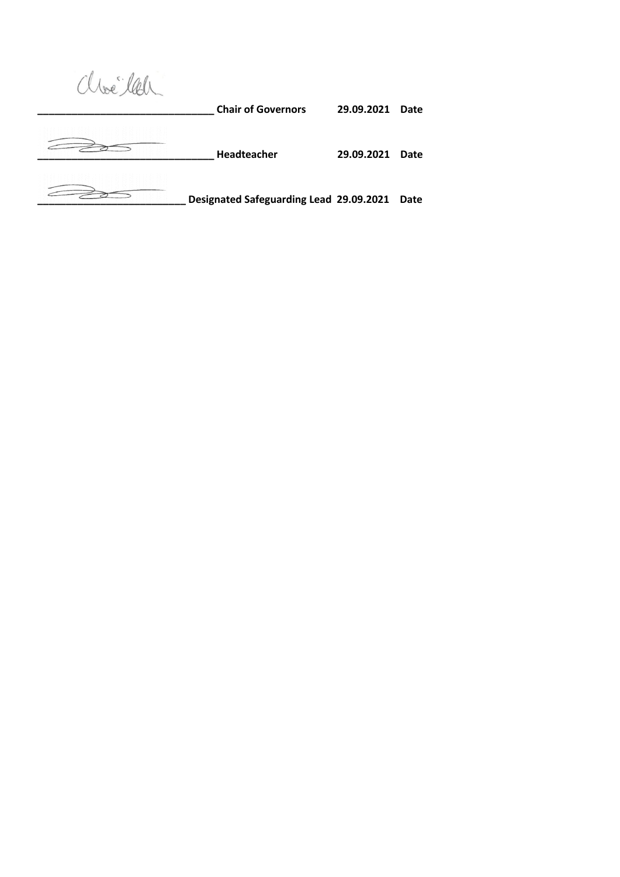_______________________________ **Chair of Governors** **29.09.2021** **Date**

_______________________________ **Headteacher** **29.09.2021** **Date**

___________________________ **Designated Safeguarding Lead** **29.09.2021** **Date**